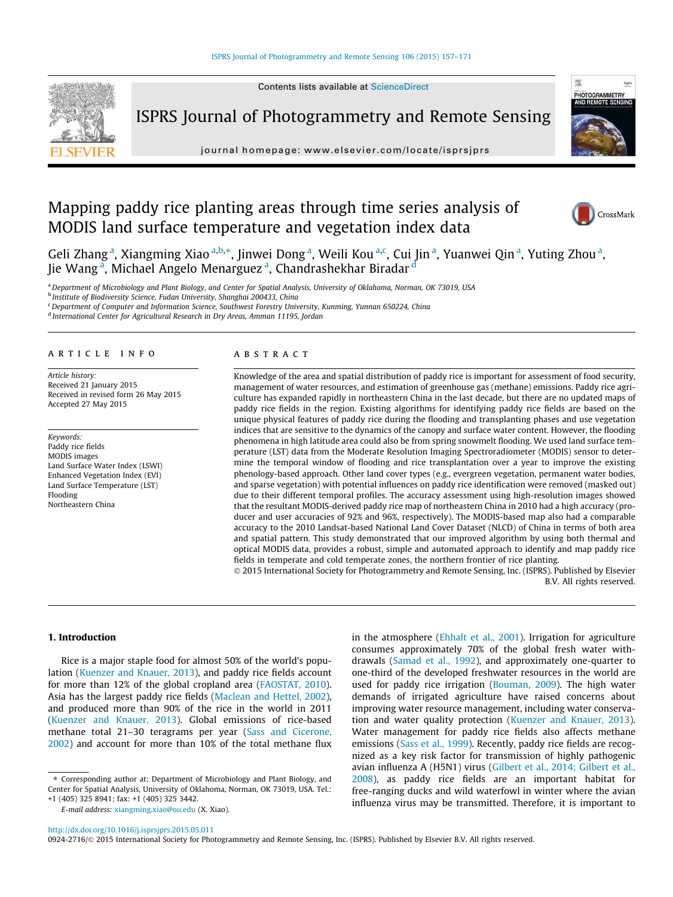# Mapping paddy rice planting areas through time series analysis of MODIS land surface temperature and vegetation index data

Geli Zhang [a], Xiangming Xiao [a,b,*], Jinwei Dong [a], Weili Kou [a,c], Cui Jin [a], Yuanwei Qin [a], Yuting Zhou [a], Jie Wang [a], Michael Angelo Menarguez [a], Chandrashekhar Biradar [d]

[a] Department of Microbiology and Plant Biology, and Center for Spatial Analysis, University of Oklahoma, Norman, OK 73019, USA
[b] Institute of Biodiversity Science, Fudan University, Shanghai 200433, China
[c] Department of Computer and Information Science, Southwest Forestry University, Kunming, Yunnan 650224, China
[d] International Center for Agricultural Research in Dry Areas, Amman 11195, Jordan

## ARTICLE INFO

*Article history:*
Received 21 January 2015
Received in revised form 26 May 2015
Accepted 27 May 2015

*Keywords:*
Paddy rice fields
MODIS images
Land Surface Water Index (LSWI)
Enhanced Vegetation Index (EVI)
Land Surface Temperature (LST)
Flooding
Northeastern China

## ABSTRACT

Knowledge of the area and spatial distribution of paddy rice is important for assessment of food security, management of water resources, and estimation of greenhouse gas (methane) emissions. Paddy rice agriculture has expanded rapidly in northeastern China in the last decade, but there are no updated maps of paddy rice fields in the region. Existing algorithms for identifying paddy rice fields are based on the unique physical features of paddy rice during the flooding and transplanting phases and use vegetation indices that are sensitive to the dynamics of the canopy and surface water content. However, the flooding phenomena in high latitude area could also be from spring snowmelt flooding. We used land surface temperature (LST) data from the Moderate Resolution Imaging Spectroradiometer (MODIS) sensor to determine the temporal window of flooding and rice transplantation over a year to improve the existing phenology-based approach. Other land cover types (e.g., evergreen vegetation, permanent water bodies, and sparse vegetation) with potential influences on paddy rice identification were removed (masked out) due to their different temporal profiles. The accuracy assessment using high-resolution images showed that the resultant MODIS-derived paddy rice map of northeastern China in 2010 had a high accuracy (producer and user accuracies of 92% and 96%, respectively). The MODIS-based map also had a comparable accuracy to the 2010 Landsat-based National Land Cover Dataset (NLCD) of China in terms of both area and spatial pattern. This study demonstrated that our improved algorithm by using both thermal and optical MODIS data, provides a robust, simple and automated approach to identify and map paddy rice fields in temperate and cold temperate zones, the northern frontier of rice planting.

© 2015 International Society for Photogrammetry and Remote Sensing, Inc. (ISPRS). Published by Elsevier B.V. All rights reserved.

## 1. Introduction

Rice is a major staple food for almost 50% of the world's population (Kuenzer and Knauer, 2013), and paddy rice fields account for more than 12% of the global cropland area (FAOSTAT, 2010). Asia has the largest paddy rice fields (Maclean and Hettel, 2002), and produced more than 90% of the rice in the world in 2011 (Kuenzer and Knauer, 2013). Global emissions of rice-based methane total 21–30 teragrams per year (Sass and Cicerone, 2002) and account for more than 10% of the total methane flux in the atmosphere (Ehhalt et al., 2001). Irrigation for agriculture consumes approximately 70% of the global fresh water withdrawals (Samad et al., 1992), and approximately one-quarter to one-third of the developed freshwater resources in the world are used for paddy rice irrigation (Bouman, 2009). The high water demands of irrigated agriculture have raised concerns about improving water resource management, including water conservation and water quality protection (Kuenzer and Knauer, 2013). Water management for paddy rice fields also affects methane emissions (Sass et al., 1999). Recently, paddy rice fields are recognized as a key risk factor for transmission of highly pathogenic avian influenza A (H5N1) virus (Gilbert et al., 2014; Gilbert et al., 2008), as paddy rice fields are an important habitat for free-ranging ducks and wild waterfowl in winter where the avian influenza virus may be transmitted. Therefore, it is important to

* Corresponding author at: Department of Microbiology and Plant Biology, and Center for Spatial Analysis, University of Oklahoma, Norman, OK 73019, USA. Tel.: +1 (405) 325 8941; fax: +1 (405) 325 3442.
E-mail address: xiangming.xiao@ou.edu (X. Xiao).

http://dx.doi.org/10.1016/j.isprsjprs.2015.05.011
0924-2716/© 2015 International Society for Photogrammetry and Remote Sensing, Inc. (ISPRS). Published by Elsevier B.V. All rights reserved.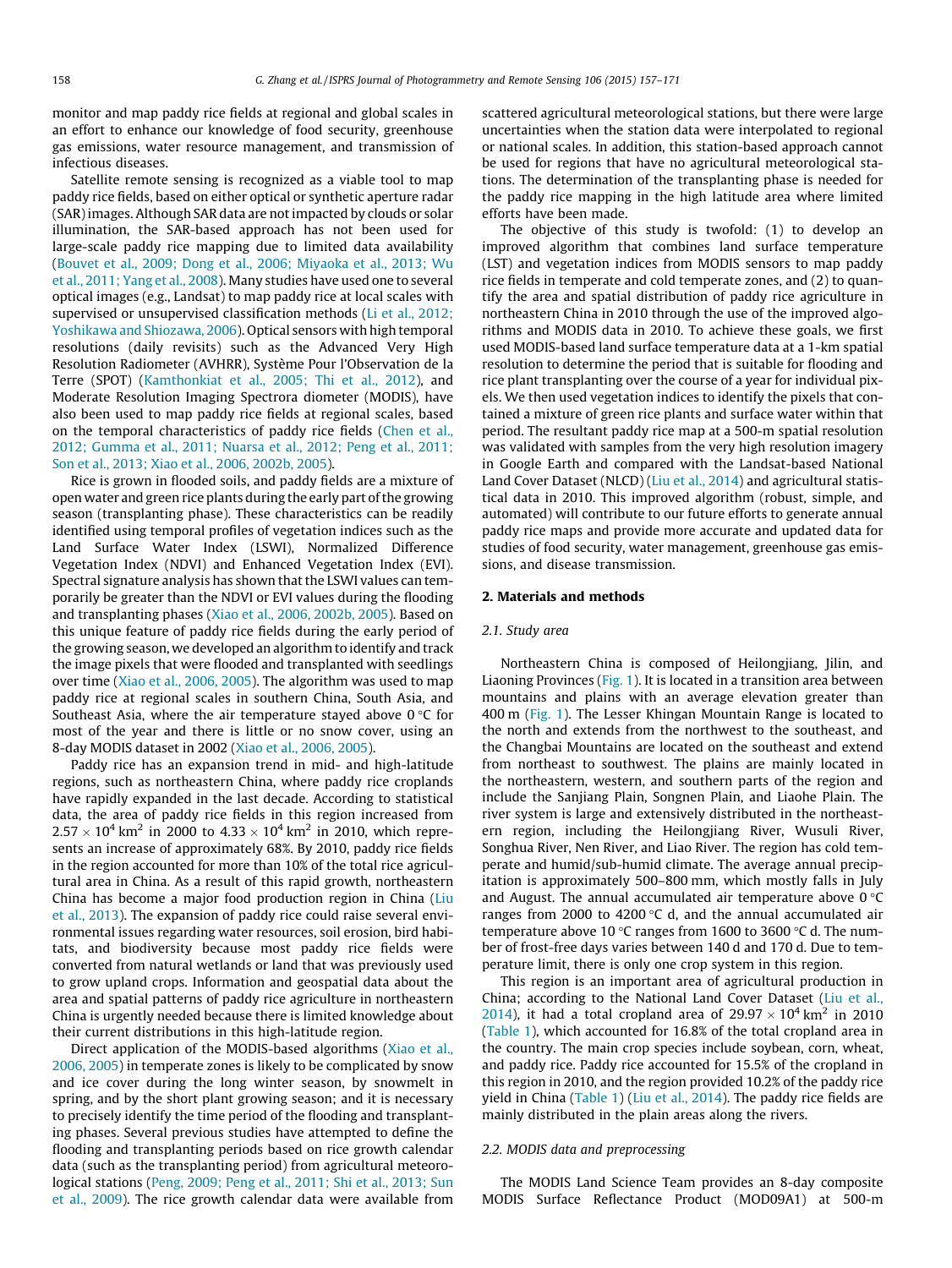monitor and map paddy rice fields at regional and global scales in an effort to enhance our knowledge of food security, greenhouse gas emissions, water resource management, and transmission of infectious diseases.

Satellite remote sensing is recognized as a viable tool to map paddy rice fields, based on either optical or synthetic aperture radar (SAR) images. Although SAR data are not impacted by clouds or solar illumination, the SAR-based approach has not been used for large-scale paddy rice mapping due to limited data availability (Bouvet et al., 2009; Dong et al., 2006; Miyaoka et al., 2013; Wu et al., 2011; Yang et al., 2008). Many studies have used one to several optical images (e.g., Landsat) to map paddy rice at local scales with supervised or unsupervised classification methods (Li et al., 2012; Yoshikawa and Shiozawa, 2006). Optical sensors with high temporal resolutions (daily revisits) such as the Advanced Very High Resolution Radiometer (AVHRR), Système Pour l'Observation de la Terre (SPOT) (Kamthonkiat et al., 2005; Thi et al., 2012), and Moderate Resolution Imaging Spectrora diometer (MODIS), have also been used to map paddy rice fields at regional scales, based on the temporal characteristics of paddy rice fields (Chen et al., 2012; Gumma et al., 2011; Nuarsa et al., 2012; Peng et al., 2011; Son et al., 2013; Xiao et al., 2006, 2002b, 2005).

Rice is grown in flooded soils, and paddy fields are a mixture of open water and green rice plants during the early part of the growing season (transplanting phase). These characteristics can be readily identified using temporal profiles of vegetation indices such as the Land Surface Water Index (LSWI), Normalized Difference Vegetation Index (NDVI) and Enhanced Vegetation Index (EVI). Spectral signature analysis has shown that the LSWI values can temporarily be greater than the NDVI or EVI values during the flooding and transplanting phases (Xiao et al., 2006, 2002b, 2005). Based on this unique feature of paddy rice fields during the early period of the growing season, we developed an algorithm to identify and track the image pixels that were flooded and transplanted with seedlings over time (Xiao et al., 2006, 2005). The algorithm was used to map paddy rice at regional scales in southern China, South Asia, and Southeast Asia, where the air temperature stayed above 0 °C for most of the year and there is little or no snow cover, using an 8-day MODIS dataset in 2002 (Xiao et al., 2006, 2005).

Paddy rice has an expansion trend in mid- and high-latitude regions, such as northeastern China, where paddy rice croplands have rapidly expanded in the last decade. According to statistical data, the area of paddy rice fields in this region increased from $2.57 \times 10^4\ \text{km}^2$ in 2000 to $4.33 \times 10^4\ \text{km}^2$ in 2010, which represents an increase of approximately 68%. By 2010, paddy rice fields in the region accounted for more than 10% of the total rice agricultural area in China. As a result of this rapid growth, northeastern China has become a major food production region in China (Liu et al., 2013). The expansion of paddy rice could raise several environmental issues regarding water resources, soil erosion, bird habitats, and biodiversity because most paddy rice fields were converted from natural wetlands or land that was previously used to grow upland crops. Information and geospatial data about the area and spatial patterns of paddy rice agriculture in northeastern China is urgently needed because there is limited knowledge about their current distributions in this high-latitude region.

Direct application of the MODIS-based algorithms (Xiao et al., 2006, 2005) in temperate zones is likely to be complicated by snow and ice cover during the long winter season, by snowmelt in spring, and by the short plant growing season; and it is necessary to precisely identify the time period of the flooding and transplanting phases. Several previous studies have attempted to define the flooding and transplanting periods based on rice growth calendar data (such as the transplanting period) from agricultural meteorological stations (Peng, 2009; Peng et al., 2011; Shi et al., 2013; Sun et al., 2009). The rice growth calendar data were available from scattered agricultural meteorological stations, but there were large uncertainties when the station data were interpolated to regional or national scales. In addition, this station-based approach cannot be used for regions that have no agricultural meteorological stations. The determination of the transplanting phase is needed for the paddy rice mapping in the high latitude area where limited efforts have been made.

The objective of this study is twofold: (1) to develop an improved algorithm that combines land surface temperature (LST) and vegetation indices from MODIS sensors to map paddy rice fields in temperate and cold temperate zones, and (2) to quantify the area and spatial distribution of paddy rice agriculture in northeastern China in 2010 through the use of the improved algorithms and MODIS data in 2010. To achieve these goals, we first used MODIS-based land surface temperature data at a 1-km spatial resolution to determine the period that is suitable for flooding and rice plant transplanting over the course of a year for individual pixels. We then used vegetation indices to identify the pixels that contained a mixture of green rice plants and surface water within that period. The resultant paddy rice map at a 500-m spatial resolution was validated with samples from the very high resolution imagery in Google Earth and compared with the Landsat-based National Land Cover Dataset (NLCD) (Liu et al., 2014) and agricultural statistical data in 2010. This improved algorithm (robust, simple, and automated) will contribute to our future efforts to generate annual paddy rice maps and provide more accurate and updated data for studies of food security, water management, greenhouse gas emissions, and disease transmission.

## 2. Materials and methods

### 2.1. Study area

Northeastern China is composed of Heilongjiang, Jilin, and Liaoning Provinces (Fig. 1). It is located in a transition area between mountains and plains with an average elevation greater than 400 m (Fig. 1). The Lesser Khingan Mountain Range is located to the north and extends from the northwest to the southeast, and the Changbai Mountains are located on the southeast and extend from northeast to southwest. The plains are mainly located in the northeastern, western, and southern parts of the region and include the Sanjiang Plain, Songnen Plain, and Liaohe Plain. The river system is large and extensively distributed in the northeastern region, including the Heilongjiang River, Wusuli River, Songhua River, Nen River, and Liao River. The region has cold temperate and humid/sub-humid climate. The average annual precipitation is approximately 500–800 mm, which mostly falls in July and August. The annual accumulated air temperature above 0 °C ranges from 2000 to 4200 °C d, and the annual accumulated air temperature above 10 °C ranges from 1600 to 3600 °C d. The number of frost-free days varies between 140 d and 170 d. Due to temperature limit, there is only one crop system in this region.

This region is an important area of agricultural production in China; according to the National Land Cover Dataset (Liu et al., 2014), it had a total cropland area of $29.97 \times 10^4\ \text{km}^2$ in 2010 (Table 1), which accounted for 16.8% of the total cropland area in the country. The main crop species include soybean, corn, wheat, and paddy rice. Paddy rice accounted for 15.5% of the cropland in this region in 2010, and the region provided 10.2% of the paddy rice yield in China (Table 1) (Liu et al., 2014). The paddy rice fields are mainly distributed in the plain areas along the rivers.

### 2.2. MODIS data and preprocessing

The MODIS Land Science Team provides an 8-day composite MODIS Surface Reflectance Product (MOD09A1) at 500-m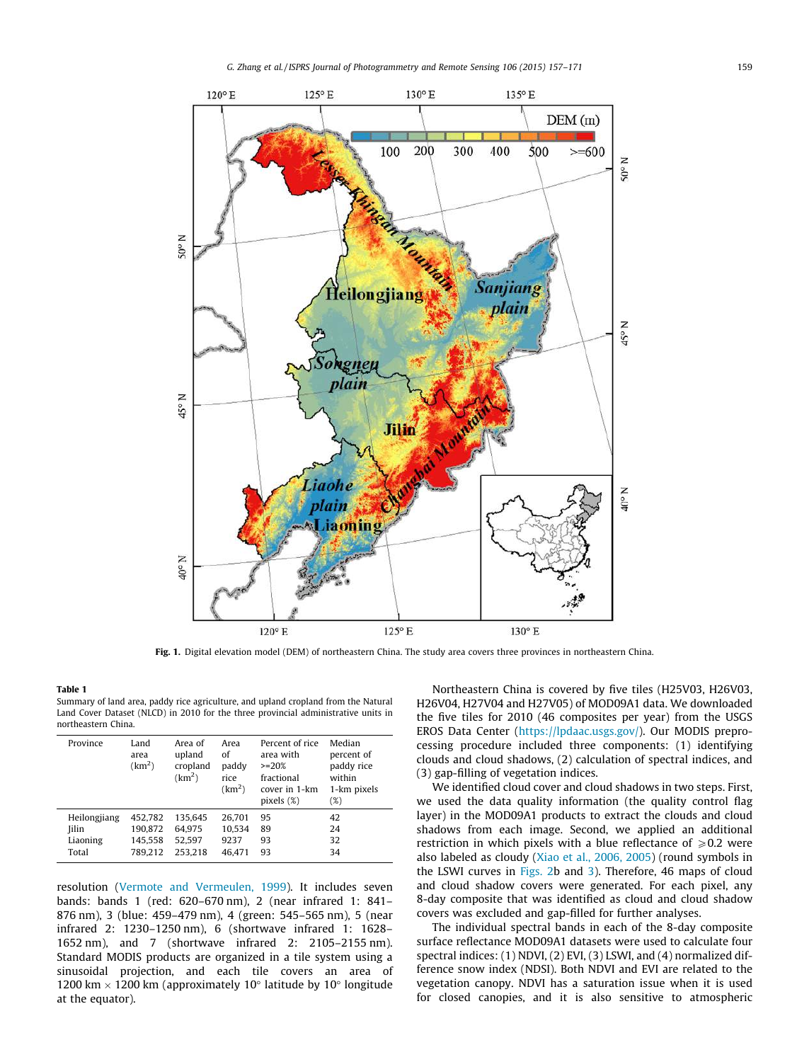Fig. 1. Digital elevation model (DEM) of northeastern China. The study area covers three provinces in northeastern China.

**Table 1**
Summary of land area, paddy rice agriculture, and upland cropland from the Natural Land Cover Dataset (NLCD) in 2010 for the three provincial administrative units in northeastern China.

| Province | Land area (km$^2$) | Area of upland cropland (km$^2$) | Area of paddy rice (km$^2$) | Percent of rice area with >=20% fractional cover in 1-km pixels (%) | Median percent of paddy rice within 1-km pixels (%) |
|---|---|---|---|---|---|
| Heilongjiang | 452,782 | 135,645 | 26,701 | 95 | 42 |
| Jilin | 190,872 | 64,975 | 10,534 | 89 | 24 |
| Liaoning | 145,558 | 52,597 | 9237 | 93 | 32 |
| Total | 789,212 | 253,218 | 46,471 | 93 | 34 |

resolution (Vermote and Vermeulen, 1999). It includes seven bands: bands 1 (red: 620–670 nm), 2 (near infrared 1: 841–876 nm), 3 (blue: 459–479 nm), 4 (green: 545–565 nm), 5 (near infrared 2: 1230–1250 nm), 6 (shortwave infrared 1: 1628–1652 nm), and 7 (shortwave infrared 2: 2105–2155 nm). Standard MODIS products are organized in a tile system using a sinusoidal projection, and each tile covers an area of 1200 km × 1200 km (approximately 10° latitude by 10° longitude at the equator).

Northeastern China is covered by five tiles (H25V03, H26V03, H26V04, H27V04 and H27V05) of MOD09A1 data. We downloaded the five tiles for 2010 (46 composites per year) from the USGS EROS Data Center (https://lpdaac.usgs.gov/). Our MODIS preprocessing procedure included three components: (1) identifying clouds and cloud shadows, (2) calculation of spectral indices, and (3) gap-filling of vegetation indices.

We identified cloud cover and cloud shadows in two steps. First, we used the data quality information (the quality control flag layer) in the MOD09A1 products to extract the clouds and cloud shadows from each image. Second, we applied an additional restriction in which pixels with a blue reflectance of $\geqslant 0.2$ were also labeled as cloudy (Xiao et al., 2006, 2005) (round symbols in the LSWI curves in Figs. 2b and 3). Therefore, 46 maps of cloud and cloud shadow covers were generated. For each pixel, any 8-day composite that was identified as cloud and cloud shadow covers was excluded and gap-filled for further analyses.

The individual spectral bands in each of the 8-day composite surface reflectance MOD09A1 datasets were used to calculate four spectral indices: (1) NDVI, (2) EVI, (3) LSWI, and (4) normalized difference snow index (NDSI). Both NDVI and EVI are related to the vegetation canopy. NDVI has a saturation issue when it is used for closed canopies, and it is also sensitive to atmospheric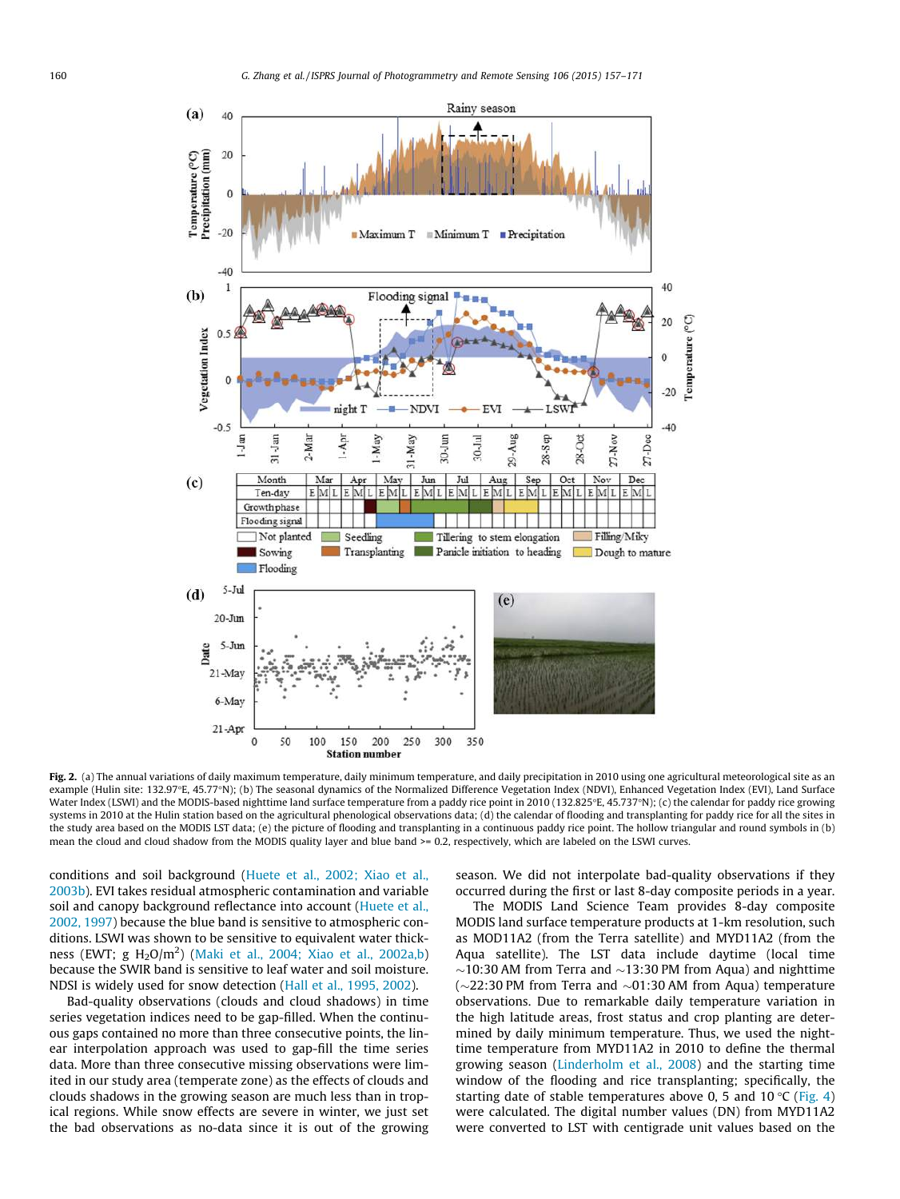**Fig. 2.** (a) The annual variations of daily maximum temperature, daily minimum temperature, and daily precipitation in 2010 using one agricultural meteorological site as an example (Hulin site: 132.97°E, 45.77°N); (b) The seasonal dynamics of the Normalized Difference Vegetation Index (NDVI), Enhanced Vegetation Index (EVI), Land Surface Water Index (LSWI) and the MODIS-based nighttime land surface temperature from a paddy rice point in 2010 (132.825°E, 45.737°N); (c) the calendar for paddy rice growing systems in 2010 at the Hulin station based on the agricultural phenological observations data; (d) the calendar of flooding and transplanting for paddy rice for all the sites in the study area based on the MODIS LST data; (e) the picture of flooding and transplanting in a continuous paddy rice point. The hollow triangular and round symbols in (b) mean the cloud and cloud shadow from the MODIS quality layer and blue band >= 0.2, respectively, which are labeled on the LSWI curves.

conditions and soil background (Huete et al., 2002; Xiao et al., 2003b). EVI takes residual atmospheric contamination and variable soil and canopy background reflectance into account (Huete et al., 2002, 1997) because the blue band is sensitive to atmospheric conditions. LSWI was shown to be sensitive to equivalent water thickness (EWT; g $H_2O/m^2$) (Maki et al., 2004; Xiao et al., 2002a,b) because the SWIR band is sensitive to leaf water and soil moisture. NDSI is widely used for snow detection (Hall et al., 1995, 2002).

Bad-quality observations (clouds and cloud shadows) in time series vegetation indices need to be gap-filled. When the continuous gaps contained no more than three consecutive points, the linear interpolation approach was used to gap-fill the time series data. More than three consecutive missing observations were limited in our study area (temperate zone) as the effects of clouds and clouds shadows in the growing season are much less than in tropical regions. While snow effects are severe in winter, we just set the bad observations as no-data since it is out of the growing season. We did not interpolate bad-quality observations if they occurred during the first or last 8-day composite periods in a year.

The MODIS Land Science Team provides 8-day composite MODIS land surface temperature products at 1-km resolution, such as MOD11A2 (from the Terra satellite) and MYD11A2 (from the Aqua satellite). The LST data include daytime (local time ~10:30 AM from Terra and ~13:30 PM from Aqua) and nighttime (~22:30 PM from Terra and ~01:30 AM from Aqua) temperature observations. Due to remarkable daily temperature variation in the high latitude areas, frost status and crop planting are determined by daily minimum temperature. Thus, we used the nighttime temperature from MYD11A2 in 2010 to define the thermal growing season (Linderholm et al., 2008) and the starting time window of the flooding and rice transplanting; specifically, the starting date of stable temperatures above 0, 5 and 10 °C (Fig. 4) were calculated. The digital number values (DN) from MYD11A2 were converted to LST with centigrade unit values based on the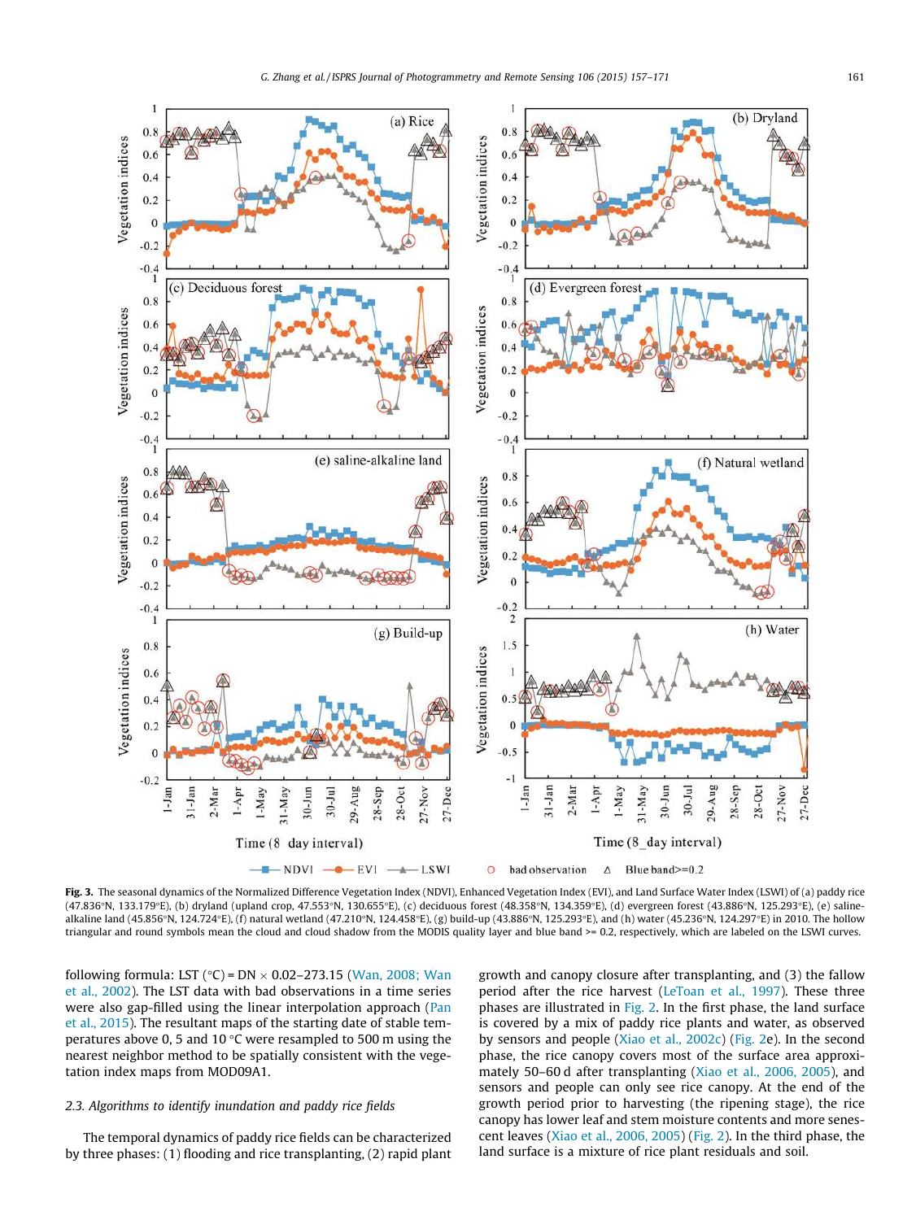Fig. 3. The seasonal dynamics of the Normalized Difference Vegetation Index (NDVI), Enhanced Vegetation Index (EVI), and Land Surface Water Index (LSWI) of (a) paddy rice (47.836°N, 133.179°E), (b) dryland (upland crop, 47.553°N, 130.655°E), (c) deciduous forest (48.358°N, 134.359°E), (d) evergreen forest (43.886°N, 125.293°E), (e) saline-alkaline land (45.856°N, 124.724°E), (f) natural wetland (47.210°N, 124.458°E), (g) build-up (43.886°N, 125.293°E), and (h) water (45.236°N, 124.297°E) in 2010. The hollow triangular and round symbols mean the cloud and cloud shadow from the MODIS quality layer and blue band >= 0.2, respectively, which are labeled on the LSWI curves.

following formula: LST (°C) = DN × 0.02–273.15 (Wan, 2008; Wan et al., 2002). The LST data with bad observations in a time series were also gap-filled using the linear interpolation approach (Pan et al., 2015). The resultant maps of the starting date of stable temperatures above 0, 5 and 10 °C were resampled to 500 m using the nearest neighbor method to be spatially consistent with the vegetation index maps from MOD09A1.

### 2.3. Algorithms to identify inundation and paddy rice fields

The temporal dynamics of paddy rice fields can be characterized by three phases: (1) flooding and rice transplanting, (2) rapid plant growth and canopy closure after transplanting, and (3) the fallow period after the rice harvest (LeToan et al., 1997). These three phases are illustrated in Fig. 2. In the first phase, the land surface is covered by a mix of paddy rice plants and water, as observed by sensors and people (Xiao et al., 2002c) (Fig. 2e). In the second phase, the rice canopy covers most of the surface area approximately 50–60 d after transplanting (Xiao et al., 2006, 2005), and sensors and people can only see rice canopy. At the end of the growth period prior to harvesting (the ripening stage), the rice canopy has lower leaf and stem moisture contents and more senescent leaves (Xiao et al., 2006, 2005) (Fig. 2). In the third phase, the land surface is a mixture of rice plant residuals and soil.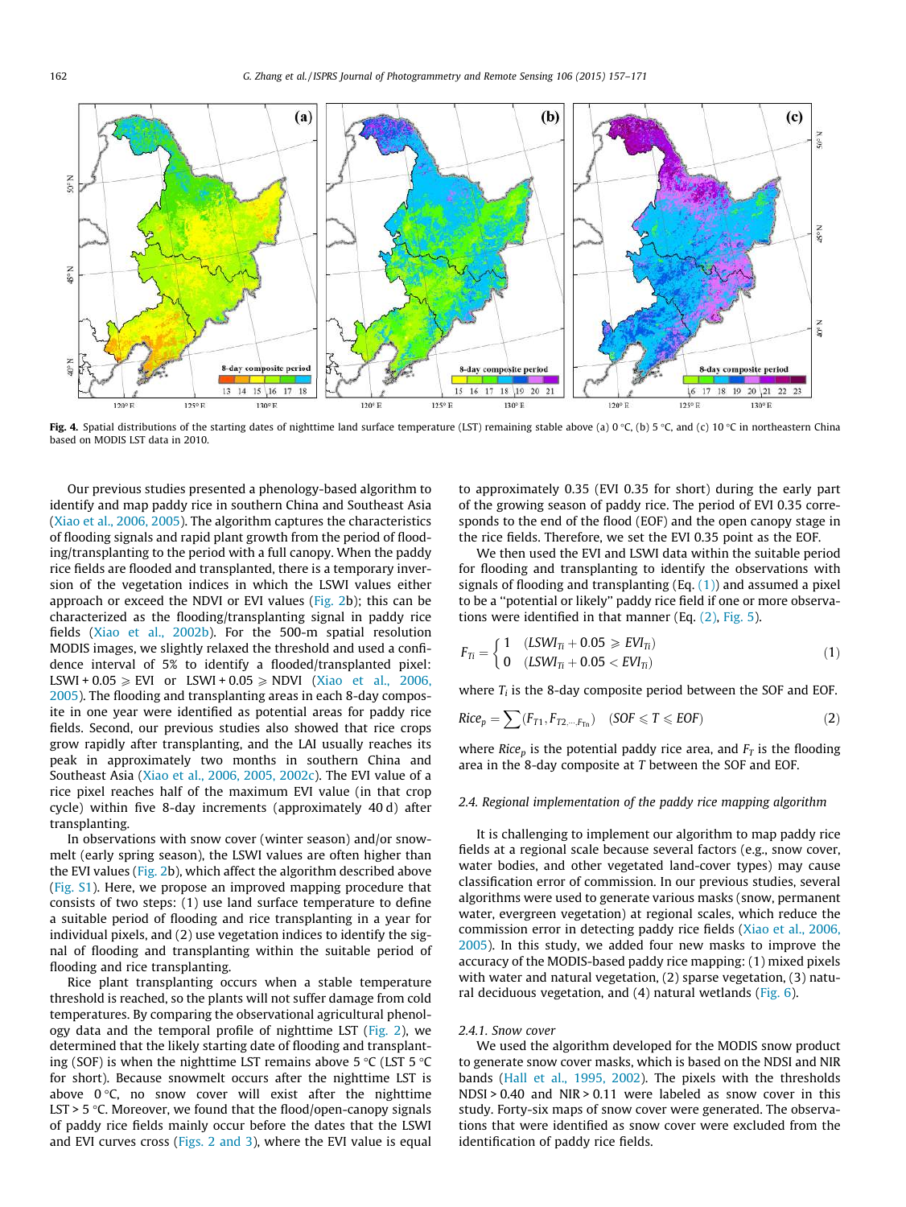Fig. 4. Spatial distributions of the starting dates of nighttime land surface temperature (LST) remaining stable above (a) 0 °C, (b) 5 °C, and (c) 10 °C in northeastern China based on MODIS LST data in 2010.

Our previous studies presented a phenology-based algorithm to identify and map paddy rice in southern China and Southeast Asia (Xiao et al., 2006, 2005). The algorithm captures the characteristics of flooding signals and rapid plant growth from the period of flooding/transplanting to the period with a full canopy. When the paddy rice fields are flooded and transplanted, there is a temporary inversion of the vegetation indices in which the LSWI values either approach or exceed the NDVI or EVI values (Fig. 2b); this can be characterized as the flooding/transplanting signal in paddy rice fields (Xiao et al., 2002b). For the 500-m spatial resolution MODIS images, we slightly relaxed the threshold and used a confidence interval of 5% to identify a flooded/transplanted pixel: LSWI + 0.05 ⩾ EVI or LSWI + 0.05 ⩾ NDVI (Xiao et al., 2006, 2005). The flooding and transplanting areas in each 8-day composite in one year were identified as potential areas for paddy rice fields. Second, our previous studies also showed that rice crops grow rapidly after transplanting, and the LAI usually reaches its peak in approximately two months in southern China and Southeast Asia (Xiao et al., 2006, 2005, 2002c). The EVI value of a rice pixel reaches half of the maximum EVI value (in that crop cycle) within five 8-day increments (approximately 40 d) after transplanting.

In observations with snow cover (winter season) and/or snowmelt (early spring season), the LSWI values are often higher than the EVI values (Fig. 2b), which affect the algorithm described above (Fig. S1). Here, we propose an improved mapping procedure that consists of two steps: (1) use land surface temperature to define a suitable period of flooding and rice transplanting in a year for individual pixels, and (2) use vegetation indices to identify the signal of flooding and transplanting within the suitable period of flooding and rice transplanting.

Rice plant transplanting occurs when a stable temperature threshold is reached, so the plants will not suffer damage from cold temperatures. By comparing the observational agricultural phenology data and the temporal profile of nighttime LST (Fig. 2), we determined that the likely starting date of flooding and transplanting (SOF) is when the nighttime LST remains above 5 °C (LST 5 °C for short). Because snowmelt occurs after the nighttime LST is above 0 °C, no snow cover will exist after the nighttime LST > 5 °C. Moreover, we found that the flood/open-canopy signals of paddy rice fields mainly occur before the dates that the LSWI and EVI curves cross (Figs. 2 and 3), where the EVI value is equal to approximately 0.35 (EVI 0.35 for short) during the early part of the growing season of paddy rice. The period of EVI 0.35 corresponds to the end of the flood (EOF) and the open canopy stage in the rice fields. Therefore, we set the EVI 0.35 point as the EOF.

We then used the EVI and LSWI data within the suitable period for flooding and transplanting to identify the observations with signals of flooding and transplanting (Eq. (1)) and assumed a pixel to be a "potential or likely" paddy rice field if one or more observations were identified in that manner (Eq. (2), Fig. 5).

$$F_{Ti} = \begin{cases} 1 & (LSWI_{Ti} + 0.05 \geqslant EVI_{Ti}) \\ 0 & (LSWI_{Ti} + 0.05 < EVI_{Ti}) \end{cases} \tag{1}$$

where $T_i$ is the 8-day composite period between the SOF and EOF.

$$Rice_p = \sum (F_{T1}, F_{T2,\ldots,F_{Tn}}) \quad (SOF \leqslant T \leqslant EOF) \tag{2}$$

where $Rice_p$ is the potential paddy rice area, and $F_T$ is the flooding area in the 8-day composite at $T$ between the SOF and EOF.

### 2.4. Regional implementation of the paddy rice mapping algorithm

It is challenging to implement our algorithm to map paddy rice fields at a regional scale because several factors (e.g., snow cover, water bodies, and other vegetated land-cover types) may cause classification error of commission. In our previous studies, several algorithms were used to generate various masks (snow, permanent water, evergreen vegetation) at regional scales, which reduce the commission error in detecting paddy rice fields (Xiao et al., 2006, 2005). In this study, we added four new masks to improve the accuracy of the MODIS-based paddy rice mapping: (1) mixed pixels with water and natural vegetation, (2) sparse vegetation, (3) natural deciduous vegetation, and (4) natural wetlands (Fig. 6).

#### 2.4.1. Snow cover

We used the algorithm developed for the MODIS snow product to generate snow cover masks, which is based on the NDSI and NIR bands (Hall et al., 1995, 2002). The pixels with the thresholds NDSI > 0.40 and NIR > 0.11 were labeled as snow cover in this study. Forty-six maps of snow cover were generated. The observations that were identified as snow cover were excluded from the identification of paddy rice fields.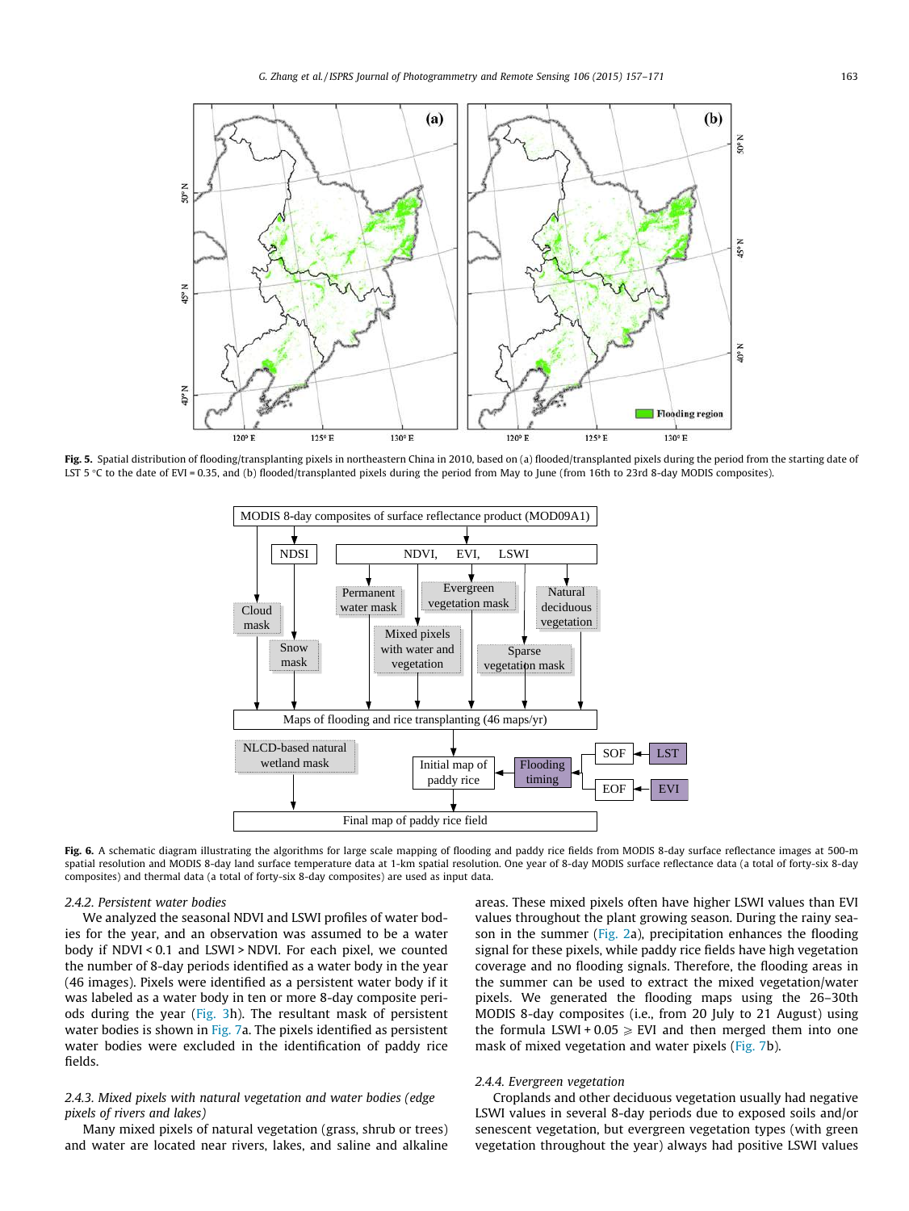Fig. 5. Spatial distribution of flooding/transplanting pixels in northeastern China in 2010, based on (a) flooded/transplanted pixels during the period from the starting date of LST 5 °C to the date of EVI = 0.35, and (b) flooded/transplanted pixels during the period from May to June (from 16th to 23rd 8-day MODIS composites).

Fig. 6. A schematic diagram illustrating the algorithms for large scale mapping of flooding and paddy rice fields from MODIS 8-day surface reflectance images at 500-m spatial resolution and MODIS 8-day land surface temperature data at 1-km spatial resolution. One year of 8-day MODIS surface reflectance data (a total of forty-six 8-day composites) and thermal data (a total of forty-six 8-day composites) are used as input data.

### 2.4.2. Persistent water bodies

We analyzed the seasonal NDVI and LSWI profiles of water bodies for the year, and an observation was assumed to be a water body if NDVI < 0.1 and LSWI > NDVI. For each pixel, we counted the number of 8-day periods identified as a water body in the year (46 images). Pixels were identified as a persistent water body if it was labeled as a water body in ten or more 8-day composite periods during the year (Fig. 3h). The resultant mask of persistent water bodies is shown in Fig. 7a. The pixels identified as persistent water bodies were excluded in the identification of paddy rice fields.

### 2.4.3. Mixed pixels with natural vegetation and water bodies (edge pixels of rivers and lakes)

Many mixed pixels of natural vegetation (grass, shrub or trees) and water are located near rivers, lakes, and saline and alkaline areas. These mixed pixels often have higher LSWI values than EVI values throughout the plant growing season. During the rainy season in the summer (Fig. 2a), precipitation enhances the flooding signal for these pixels, while paddy rice fields have high vegetation coverage and no flooding signals. Therefore, the flooding areas in the summer can be used to extract the mixed vegetation/water pixels. We generated the flooding maps using the 26–30th MODIS 8-day composites (i.e., from 20 July to 21 August) using the formula LSWI + 0.05 ⩾ EVI and then merged them into one mask of mixed vegetation and water pixels (Fig. 7b).

### 2.4.4. Evergreen vegetation

Croplands and other deciduous vegetation usually had negative LSWI values in several 8-day periods due to exposed soils and/or senescent vegetation, but evergreen vegetation types (with green vegetation throughout the year) always had positive LSWI values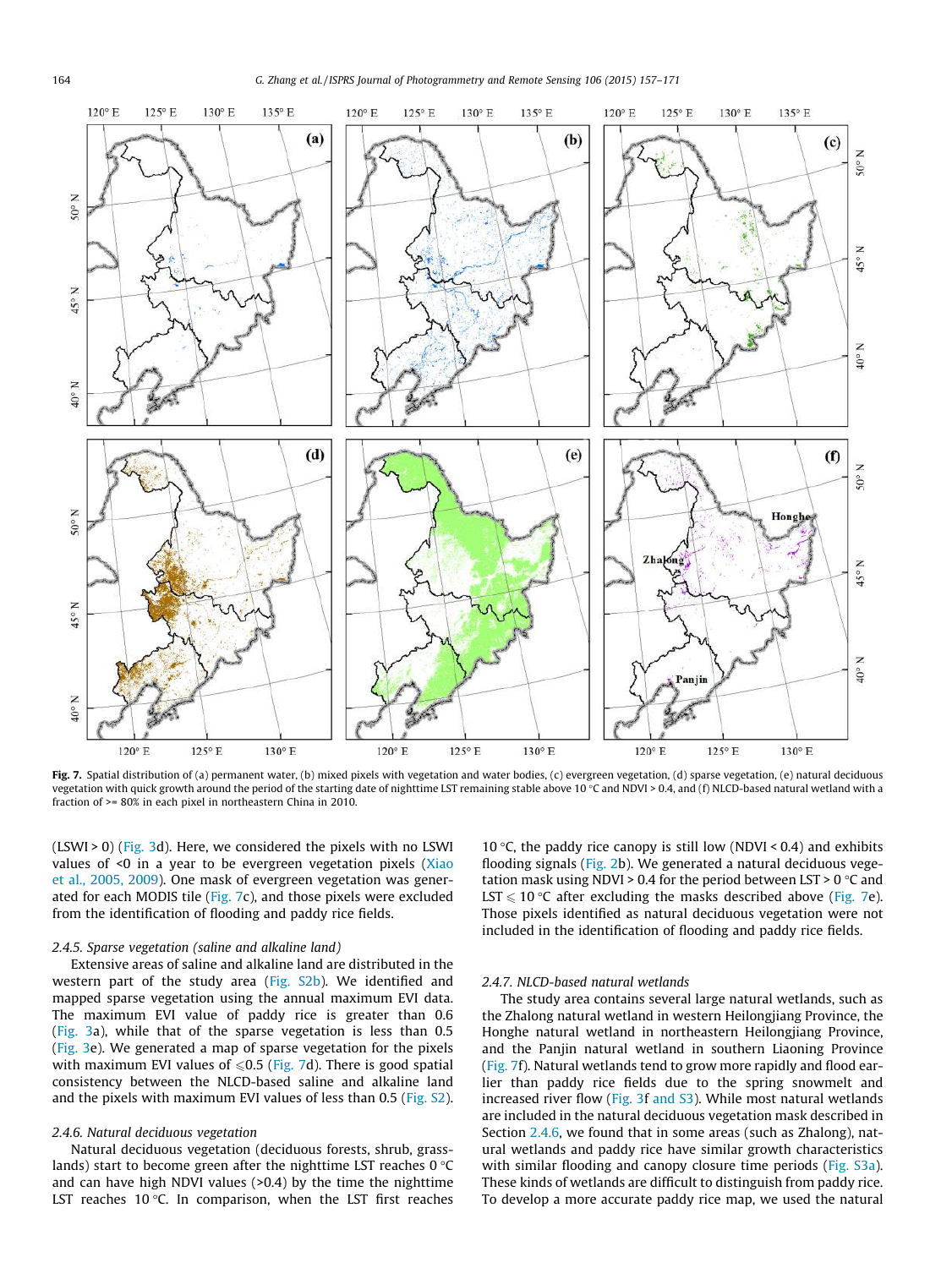Fig. 7. Spatial distribution of (a) permanent water, (b) mixed pixels with vegetation and water bodies, (c) evergreen vegetation, (d) sparse vegetation, (e) natural deciduous vegetation with quick growth around the period of the starting date of nighttime LST remaining stable above 10 °C and NDVI > 0.4, and (f) NLCD-based natural wetland with a fraction of >= 80% in each pixel in northeastern China in 2010.

(LSWI > 0) (Fig. 3d). Here, we considered the pixels with no LSWI values of <0 in a year to be evergreen vegetation pixels (Xiao et al., 2005, 2009). One mask of evergreen vegetation was generated for each MODIS tile (Fig. 7c), and those pixels were excluded from the identification of flooding and paddy rice fields.

#### 2.4.5. Sparse vegetation (saline and alkaline land)

Extensive areas of saline and alkaline land are distributed in the western part of the study area (Fig. S2b). We identified and mapped sparse vegetation using the annual maximum EVI data. The maximum EVI value of paddy rice is greater than 0.6 (Fig. 3a), while that of the sparse vegetation is less than 0.5 (Fig. 3e). We generated a map of sparse vegetation for the pixels with maximum EVI values of $\leqslant 0.5$ (Fig. 7d). There is good spatial consistency between the NLCD-based saline and alkaline land and the pixels with maximum EVI values of less than 0.5 (Fig. S2).

#### 2.4.6. Natural deciduous vegetation

Natural deciduous vegetation (deciduous forests, shrub, grasslands) start to become green after the nighttime LST reaches 0 °C and can have high NDVI values (>0.4) by the time the nighttime LST reaches 10 °C. In comparison, when the LST first reaches 10 °C, the paddy rice canopy is still low (NDVI < 0.4) and exhibits flooding signals (Fig. 2b). We generated a natural deciduous vegetation mask using NDVI > 0.4 for the period between LST > 0 °C and LST $\leqslant$ 10 °C after excluding the masks described above (Fig. 7e). Those pixels identified as natural deciduous vegetation were not included in the identification of flooding and paddy rice fields.

#### 2.4.7. NLCD-based natural wetlands

The study area contains several large natural wetlands, such as the Zhalong natural wetland in western Heilongjiang Province, the Honghe natural wetland in northeastern Heilongjiang Province, and the Panjin natural wetland in southern Liaoning Province (Fig. 7f). Natural wetlands tend to grow more rapidly and flood earlier than paddy rice fields due to the spring snowmelt and increased river flow (Fig. 3f and S3). While most natural wetlands are included in the natural deciduous vegetation mask described in Section 2.4.6, we found that in some areas (such as Zhalong), natural wetlands and paddy rice have similar growth characteristics with similar flooding and canopy closure time periods (Fig. S3a). These kinds of wetlands are difficult to distinguish from paddy rice. To develop a more accurate paddy rice map, we used the natural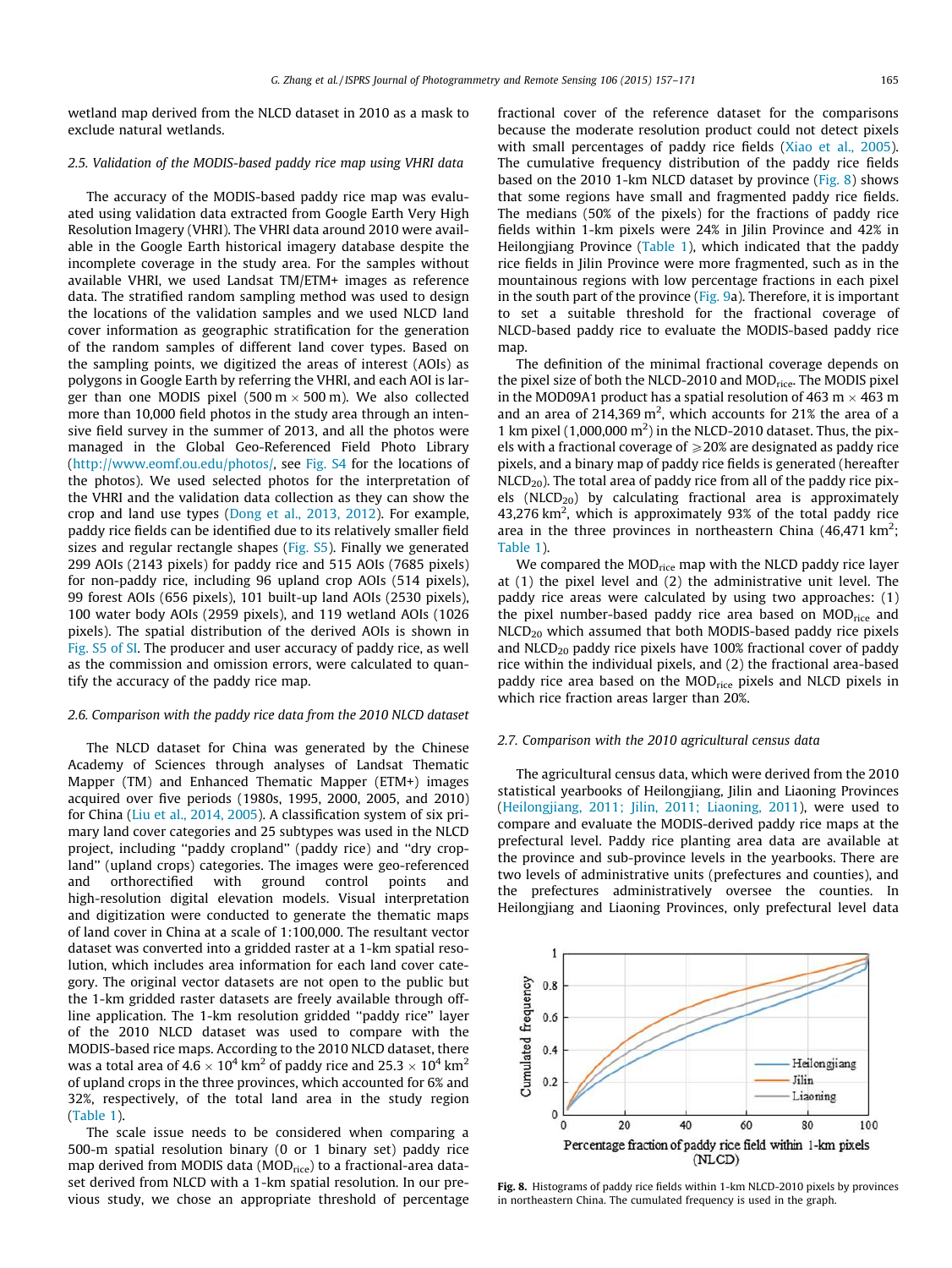wetland map derived from the NLCD dataset in 2010 as a mask to exclude natural wetlands.

### 2.5. Validation of the MODIS-based paddy rice map using VHRI data

The accuracy of the MODIS-based paddy rice map was evaluated using validation data extracted from Google Earth Very High Resolution Imagery (VHRI). The VHRI data around 2010 were available in the Google Earth historical imagery database despite the incomplete coverage in the study area. For the samples without available VHRI, we used Landsat TM/ETM+ images as reference data. The stratified random sampling method was used to design the locations of the validation samples and we used NLCD land cover information as geographic stratification for the generation of the random samples of different land cover types. Based on the sampling points, we digitized the areas of interest (AOIs) as polygons in Google Earth by referring the VHRI, and each AOI is larger than one MODIS pixel (500 m × 500 m). We also collected more than 10,000 field photos in the study area through an intensive field survey in the summer of 2013, and all the photos were managed in the Global Geo-Referenced Field Photo Library (http://www.eomf.ou.edu/photos/, see Fig. S4 for the locations of the photos). We used selected photos for the interpretation of the VHRI and the validation data collection as they can show the crop and land use types (Dong et al., 2013, 2012). For example, paddy rice fields can be identified due to its relatively smaller field sizes and regular rectangle shapes (Fig. S5). Finally we generated 299 AOIs (2143 pixels) for paddy rice and 515 AOIs (7685 pixels) for non-paddy rice, including 96 upland crop AOIs (514 pixels), 99 forest AOIs (656 pixels), 101 built-up land AOIs (2530 pixels), 100 water body AOIs (2959 pixels), and 119 wetland AOIs (1026 pixels). The spatial distribution of the derived AOIs is shown in Fig. S5 of SI. The producer and user accuracy of paddy rice, as well as the commission and omission errors, were calculated to quantify the accuracy of the paddy rice map.

### 2.6. Comparison with the paddy rice data from the 2010 NLCD dataset

The NLCD dataset for China was generated by the Chinese Academy of Sciences through analyses of Landsat Thematic Mapper (TM) and Enhanced Thematic Mapper (ETM+) images acquired over five periods (1980s, 1995, 2000, 2005, and 2010) for China (Liu et al., 2014, 2005). A classification system of six primary land cover categories and 25 subtypes was used in the NLCD project, including "paddy cropland" (paddy rice) and "dry cropland" (upland crops) categories. The images were geo-referenced and orthorectified with ground control points and high-resolution digital elevation models. Visual interpretation and digitization were conducted to generate the thematic maps of land cover in China at a scale of 1:100,000. The resultant vector dataset was converted into a gridded raster at a 1-km spatial resolution, which includes area information for each land cover category. The original vector datasets are not open to the public but the 1-km gridded raster datasets are freely available through off-line application. The 1-km resolution gridded "paddy rice" layer of the 2010 NLCD dataset was used to compare with the MODIS-based rice maps. According to the 2010 NLCD dataset, there was a total area of $4.6 \times 10^4$ km$^2$ of paddy rice and $25.3 \times 10^4$ km$^2$ of upland crops in the three provinces, which accounted for 6% and 32%, respectively, of the total land area in the study region (Table 1).

The scale issue needs to be considered when comparing a 500-m spatial resolution binary (0 or 1 binary set) paddy rice map derived from MODIS data ($MOD_{rice}$) to a fractional-area dataset derived from NLCD with a 1-km spatial resolution. In our previous study, we chose an appropriate threshold of percentage fractional cover of the reference dataset for the comparisons because the moderate resolution product could not detect pixels with small percentages of paddy rice fields (Xiao et al., 2005). The cumulative frequency distribution of the paddy rice fields based on the 2010 1-km NLCD dataset by province (Fig. 8) shows that some regions have small and fragmented paddy rice fields. The medians (50% of the pixels) for the fractions of paddy rice fields within 1-km pixels were 24% in Jilin Province and 42% in Heilongjiang Province (Table 1), which indicated that the paddy rice fields in Jilin Province were more fragmented, such as in the mountainous regions with low percentage fractions in each pixel in the south part of the province (Fig. 9a). Therefore, it is important to set a suitable threshold for the fractional coverage of NLCD-based paddy rice to evaluate the MODIS-based paddy rice map.

The definition of the minimal fractional coverage depends on the pixel size of both the NLCD-2010 and $MOD_{rice}$. The MODIS pixel in the MOD09A1 product has a spatial resolution of 463 m × 463 m and an area of 214,369 m$^2$, which accounts for 21% the area of a 1 km pixel (1,000,000 m$^2$) in the NLCD-2010 dataset. Thus, the pixels with a fractional coverage of ⩾20% are designated as paddy rice pixels, and a binary map of paddy rice fields is generated (hereafter $NLCD_{20}$). The total area of paddy rice from all of the paddy rice pixels ($NLCD_{20}$) by calculating fractional area is approximately 43,276 km$^2$, which is approximately 93% of the total paddy rice area in the three provinces in northeastern China (46,471 km$^2$; Table 1).

We compared the $MOD_{rice}$ map with the NLCD paddy rice layer at (1) the pixel level and (2) the administrative unit level. The paddy rice areas were calculated by using two approaches: (1) the pixel number-based paddy rice area based on $MOD_{rice}$ and $NLCD_{20}$ which assumed that both MODIS-based paddy rice pixels and $NLCD_{20}$ paddy rice pixels have 100% fractional cover of paddy rice within the individual pixels, and (2) the fractional area-based paddy rice area based on the $MOD_{rice}$ pixels and NLCD pixels in which rice fraction areas larger than 20%.

### 2.7. Comparison with the 2010 agricultural census data

The agricultural census data, which were derived from the 2010 statistical yearbooks of Heilongjiang, Jilin and Liaoning Provinces (Heilongjiang, 2011; Jilin, 2011; Liaoning, 2011), were used to compare and evaluate the MODIS-derived paddy rice maps at the prefectural level. Paddy rice planting area data are available at the province and sub-province levels in the yearbooks. There are two levels of administrative units (prefectures and counties), and the prefectures administratively oversee the counties. In Heilongjiang and Liaoning Provinces, only prefectural level data

**Fig. 8.** Histograms of paddy rice fields within 1-km NLCD-2010 pixels by provinces in northeastern China. The cumulated frequency is used in the graph.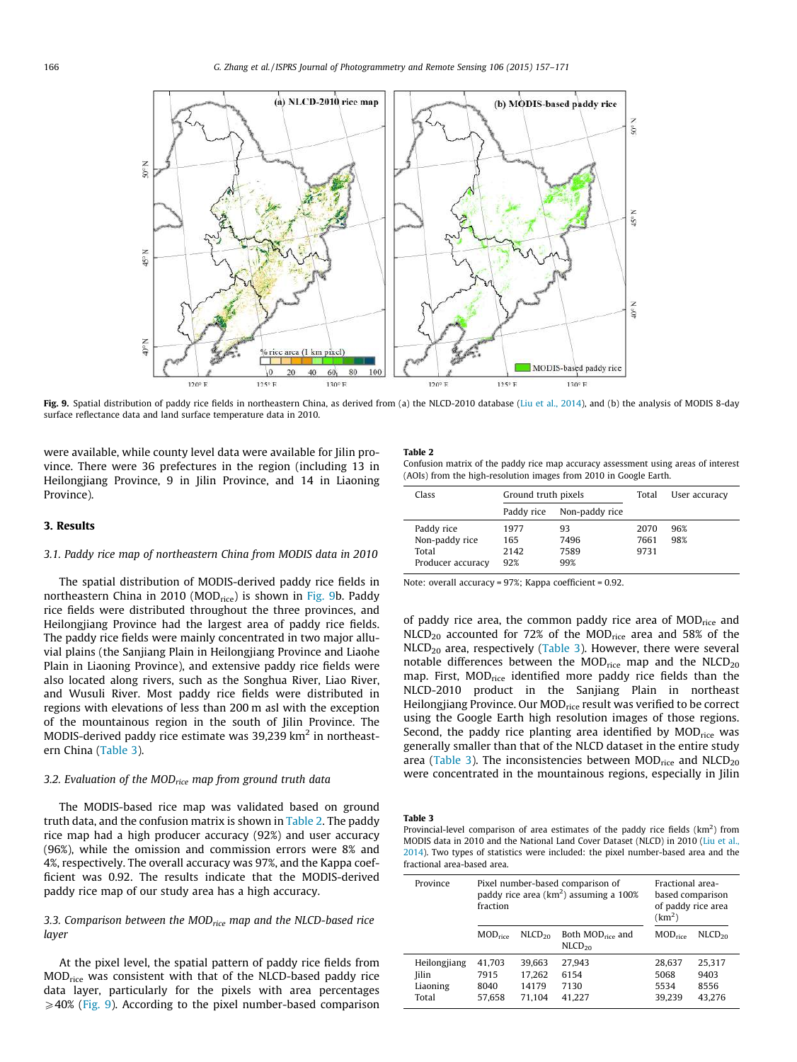Fig. 9. Spatial distribution of paddy rice fields in northeastern China, as derived from (a) the NLCD-2010 database (Liu et al., 2014), and (b) the analysis of MODIS 8-day surface reflectance data and land surface temperature data in 2010.

were available, while county level data were available for Jilin province. There were 36 prefectures in the region (including 13 in Heilongjiang Province, 9 in Jilin Province, and 14 in Liaoning Province).

## 3. Results

### 3.1. Paddy rice map of northeastern China from MODIS data in 2010

The spatial distribution of MODIS-derived paddy rice fields in northeastern China in 2010 ($MOD_{rice}$) is shown in Fig. 9b. Paddy rice fields were distributed throughout the three provinces, and Heilongjiang Province had the largest area of paddy rice fields. The paddy rice fields were mainly concentrated in two major alluvial plains (the Sanjiang Plain in Heilongjiang Province and Liaohe Plain in Liaoning Province), and extensive paddy rice fields were also located along rivers, such as the Songhua River, Liao River, and Wusuli River. Most paddy rice fields were distributed in regions with elevations of less than 200 m asl with the exception of the mountainous region in the south of Jilin Province. The MODIS-derived paddy rice estimate was 39,239 $km^2$ in northeastern China (Table 3).

### 3.2. Evaluation of the $MOD_{rice}$ map from ground truth data

The MODIS-based rice map was validated based on ground truth data, and the confusion matrix is shown in Table 2. The paddy rice map had a high producer accuracy (92%) and user accuracy (96%), while the omission and commission errors were 8% and 4%, respectively. The overall accuracy was 97%, and the Kappa coefficient was 0.92. The results indicate that the MODIS-derived paddy rice map of our study area has a high accuracy.

### 3.3. Comparison between the $MOD_{rice}$ map and the NLCD-based rice layer

At the pixel level, the spatial pattern of paddy rice fields from $MOD_{rice}$ was consistent with that of the NLCD-based paddy rice data layer, particularly for the pixels with area percentages ⩾40% (Fig. 9). According to the pixel number-based comparison of paddy rice area, the common paddy rice area of $MOD_{rice}$ and $NLCD_{20}$ accounted for 72% of the $MOD_{rice}$ area and 58% of the $NLCD_{20}$ area, respectively (Table 3). However, there were several notable differences between the $MOD_{rice}$ map and the $NLCD_{20}$ map. First, $MOD_{rice}$ identified more paddy rice fields than the NLCD-2010 product in the Sanjiang Plain in northeast Heilongjiang Province. Our $MOD_{rice}$ result was verified to be correct using the Google Earth high resolution images of those regions. Second, the paddy rice planting area identified by $MOD_{rice}$ was generally smaller than that of the NLCD dataset in the entire study area (Table 3). The inconsistencies between $MOD_{rice}$ and $NLCD_{20}$ were concentrated in the mountainous regions, especially in Jilin

**Table 2**
Confusion matrix of the paddy rice map accuracy assessment using areas of interest (AOIs) from the high-resolution images from 2010 in Google Earth.

| Class | Ground truth pixels | | Total | User accuracy |
|---|---|---|---|---|
| | Paddy rice | Non-paddy rice | | |
| Paddy rice | 1977 | 93 | 2070 | 96% |
| Non-paddy rice | 165 | 7496 | 7661 | 98% |
| Total | 2142 | 7589 | 9731 | |
| Producer accuracy | 92% | 99% | | |

Note: overall accuracy = 97%; Kappa coefficient = 0.92.

**Table 3**
Provincial-level comparison of area estimates of the paddy rice fields ($km^2$) from MODIS data in 2010 and the National Land Cover Dataset (NLCD) in 2010 (Liu et al., 2014). Two types of statistics were included: the pixel number-based area and the fractional area-based area.

| Province | Pixel number-based comparison of paddy rice area ($km^2$) assuming a 100% fraction | | | Fractional area-based comparison of paddy rice area ($km^2$) | |
|---|---|---|---|---|---|
| | $MOD_{rice}$ | $NLCD_{20}$ | Both $MOD_{rice}$ and $NLCD_{20}$ | $MOD_{rice}$ | $NLCD_{20}$ |
| Heilongjiang | 41,703 | 39,663 | 27,943 | 28,637 | 25,317 |
| Jilin | 7915 | 17,262 | 6154 | 5068 | 9403 |
| Liaoning | 8040 | 14179 | 7130 | 5534 | 8556 |
| Total | 57,658 | 71,104 | 41,227 | 39,239 | 43,276 |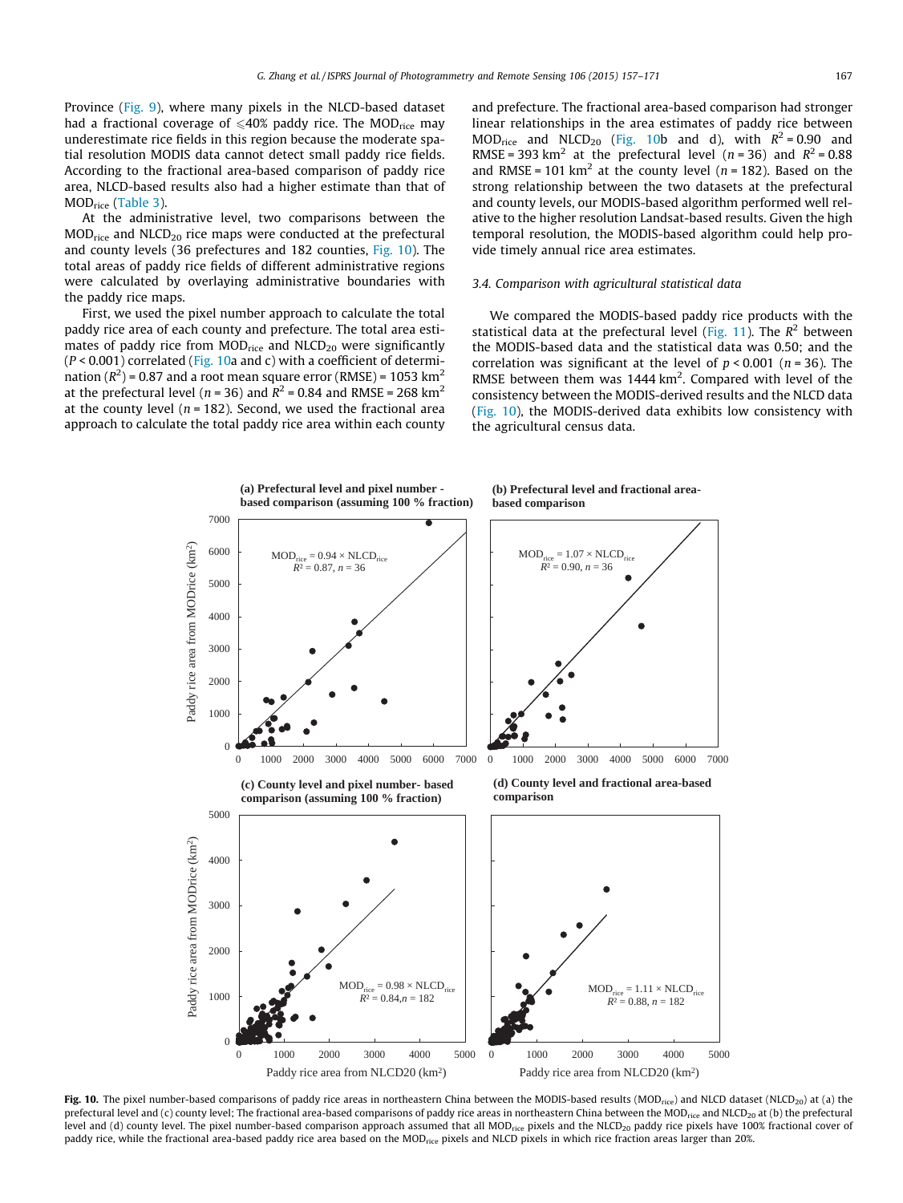Province (Fig. 9), where many pixels in the NLCD-based dataset had a fractional coverage of ⩽40% paddy rice. The $MOD_{rice}$ may underestimate rice fields in this region because the moderate spatial resolution MODIS data cannot detect small paddy rice fields. According to the fractional area-based comparison of paddy rice area, NLCD-based results also had a higher estimate than that of $MOD_{rice}$ (Table 3).

At the administrative level, two comparisons between the $MOD_{rice}$ and $NLCD_{20}$ rice maps were conducted at the prefectural and county levels (36 prefectures and 182 counties, Fig. 10). The total areas of paddy rice fields of different administrative regions were calculated by overlaying administrative boundaries with the paddy rice maps.

First, we used the pixel number approach to calculate the total paddy rice area of each county and prefecture. The total area estimates of paddy rice from $MOD_{rice}$ and $NLCD_{20}$ were significantly ($P < 0.001$) correlated (Fig. 10a and c) with a coefficient of determination ($R^2$) = 0.87 and a root mean square error (RMSE) = 1053 $km^2$ at the prefectural level ($n = 36$) and $R^2 = 0.84$ and RMSE = 268 $km^2$ at the county level ($n = 182$). Second, we used the fractional area approach to calculate the total paddy rice area within each county and prefecture. The fractional area-based comparison had stronger linear relationships in the area estimates of paddy rice between $MOD_{rice}$ and $NLCD_{20}$ (Fig. 10b and d), with $R^2 = 0.90$ and RMSE = 393 $km^2$ at the prefectural level ($n = 36$) and $R^2 = 0.88$ and RMSE = 101 $km^2$ at the county level ($n = 182$). Based on the strong relationship between the two datasets at the prefectural and county levels, our MODIS-based algorithm performed well relative to the higher resolution Landsat-based results. Given the high temporal resolution, the MODIS-based algorithm could help provide timely annual rice area estimates.

### 3.4. Comparison with agricultural statistical data

We compared the MODIS-based paddy rice products with the statistical data at the prefectural level (Fig. 11). The $R^2$ between the MODIS-based data and the statistical data was 0.50; and the correlation was significant at the level of $p < 0.001$ ($n = 36$). The RMSE between them was 1444 $km^2$. Compared with level of the consistency between the MODIS-derived results and the NLCD data (Fig. 10), the MODIS-derived data exhibits low consistency with the agricultural census data.

**Fig. 10.** The pixel number-based comparisons of paddy rice areas in northeastern China between the MODIS-based results ($MOD_{rice}$) and NLCD dataset ($NLCD_{20}$) at (a) the prefectural level and (c) county level; The fractional area-based comparisons of paddy rice areas in northeastern China between the $MOD_{rice}$ and $NLCD_{20}$ at (b) the prefectural level and (d) county level. The pixel number-based comparison approach assumed that all $MOD_{rice}$ pixels and the $NLCD_{20}$ paddy rice pixels have 100% fractional cover of paddy rice, while the fractional area-based paddy rice area based on the $MOD_{rice}$ pixels and NLCD pixels in which rice fraction areas larger than 20%.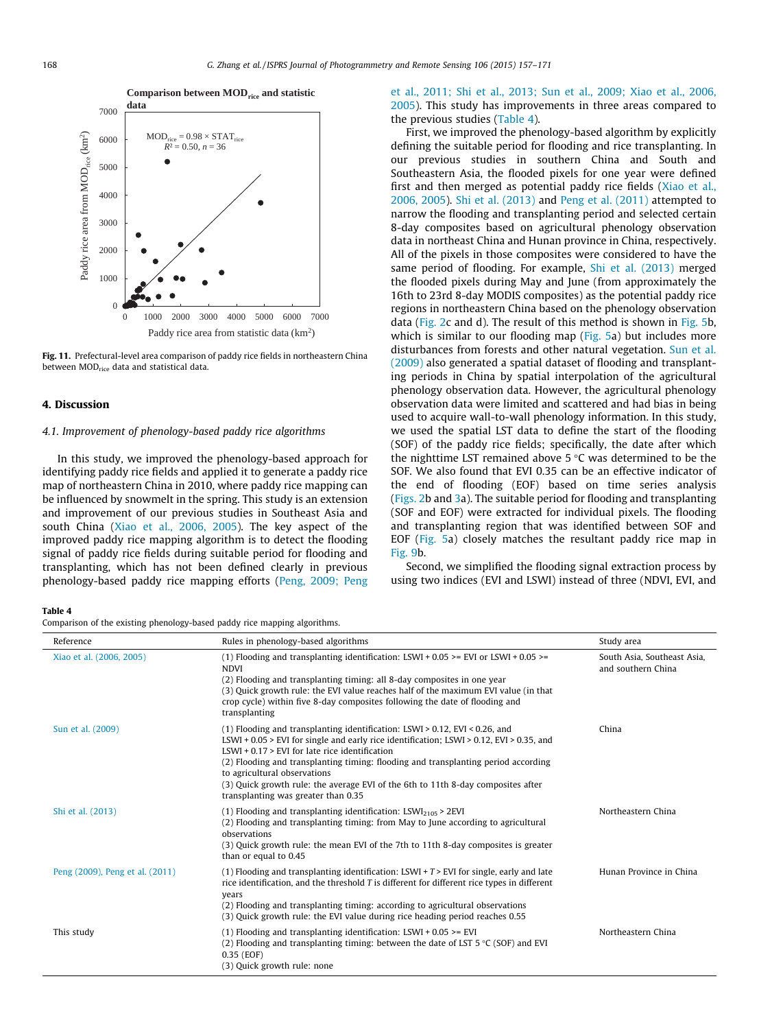Fig. 11. Prefectural-level area comparison of paddy rice fields in northeastern China between $MOD_{rice}$ data and statistical data.

## 4. Discussion

### 4.1. Improvement of phenology-based paddy rice algorithms

In this study, we improved the phenology-based approach for identifying paddy rice fields and applied it to generate a paddy rice map of northeastern China in 2010, where paddy rice mapping can be influenced by snowmelt in the spring. This study is an extension and improvement of our previous studies in Southeast Asia and south China (Xiao et al., 2006, 2005). The key aspect of the improved paddy rice mapping algorithm is to detect the flooding signal of paddy rice fields during suitable period for flooding and transplanting, which has not been defined clearly in previous phenology-based paddy rice mapping efforts (Peng, 2009; Peng et al., 2011; Shi et al., 2013; Sun et al., 2009; Xiao et al., 2006, 2005). This study has improvements in three areas compared to the previous studies (Table 4).

First, we improved the phenology-based algorithm by explicitly defining the suitable period for flooding and rice transplanting. In our previous studies in southern China and South and Southeastern Asia, the flooded pixels for one year were defined first and then merged as potential paddy rice fields (Xiao et al., 2006, 2005). Shi et al. (2013) and Peng et al. (2011) attempted to narrow the flooding and transplanting period and selected certain 8-day composites based on agricultural phenology observation data in northeast China and Hunan province in China, respectively. All of the pixels in those composites were considered to have the same period of flooding. For example, Shi et al. (2013) merged the flooded pixels during May and June (from approximately the 16th to 23rd 8-day MODIS composites) as the potential paddy rice regions in northeastern China based on the phenology observation data (Fig. 2c and d). The result of this method is shown in Fig. 5b, which is similar to our flooding map (Fig. 5a) but includes more disturbances from forests and other natural vegetation. Sun et al. (2009) also generated a spatial dataset of flooding and transplanting periods in China by spatial interpolation of the agricultural phenology observation data. However, the agricultural phenology observation data were limited and scattered and had bias in being used to acquire wall-to-wall phenology information. In this study, we used the spatial LST data to define the start of the flooding (SOF) of the paddy rice fields; specifically, the date after which the nighttime LST remained above 5 °C was determined to be the SOF. We also found that EVI 0.35 can be an effective indicator of the end of flooding (EOF) based on time series analysis (Figs. 2b and 3a). The suitable period for flooding and transplanting (SOF and EOF) were extracted for individual pixels. The flooding and transplanting region that was identified between SOF and EOF (Fig. 5a) closely matches the resultant paddy rice map in Fig. 9b.

Second, we simplified the flooding signal extraction process by using two indices (EVI and LSWI) instead of three (NDVI, EVI, and

Table 4
Comparison of the existing phenology-based paddy rice mapping algorithms.

| Reference | Rules in phenology-based algorithms | Study area |
|---|---|---|
| Xiao et al. (2006, 2005) | (1) Flooding and transplanting identification: LSWI + 0.05 >= EVI or LSWI + 0.05 >= NDVI<br>(2) Flooding and transplanting timing: all 8-day composites in one year<br>(3) Quick growth rule: the EVI value reaches half of the maximum EVI value (in that crop cycle) within five 8-day composites following the date of flooding and transplanting | South Asia, Southeast Asia, and southern China |
| Sun et al. (2009) | (1) Flooding and transplanting identification: LSWI > 0.12, EVI < 0.26, and LSWI + 0.05 > EVI for single and early rice identification; LSWI > 0.12, EVI > 0.35, and LSWI + 0.17 > EVI for late rice identification<br>(2) Flooding and transplanting timing: flooding and transplanting period according to agricultural observations<br>(3) Quick growth rule: the average EVI of the 6th to 11th 8-day composites after transplanting was greater than 0.35 | China |
| Shi et al. (2013) | (1) Flooding and transplanting identification: $LSWI_{2105}$ > 2EVI<br>(2) Flooding and transplanting timing: from May to June according to agricultural observations<br>(3) Quick growth rule: the mean EVI of the 7th to 11th 8-day composites is greater than or equal to 0.45 | Northeastern China |
| Peng (2009), Peng et al. (2011) | (1) Flooding and transplanting identification: LSWI + T > EVI for single, early and late rice identification, and the threshold T is different for different rice types in different years<br>(2) Flooding and transplanting timing: according to agricultural observations<br>(3) Quick growth rule: the EVI value during rice heading period reaches 0.55 | Hunan Province in China |
| This study | (1) Flooding and transplanting identification: LSWI + 0.05 >= EVI<br>(2) Flooding and transplanting timing: between the date of LST 5 °C (SOF) and EVI 0.35 (EOF)<br>(3) Quick growth rule: none | Northeastern China |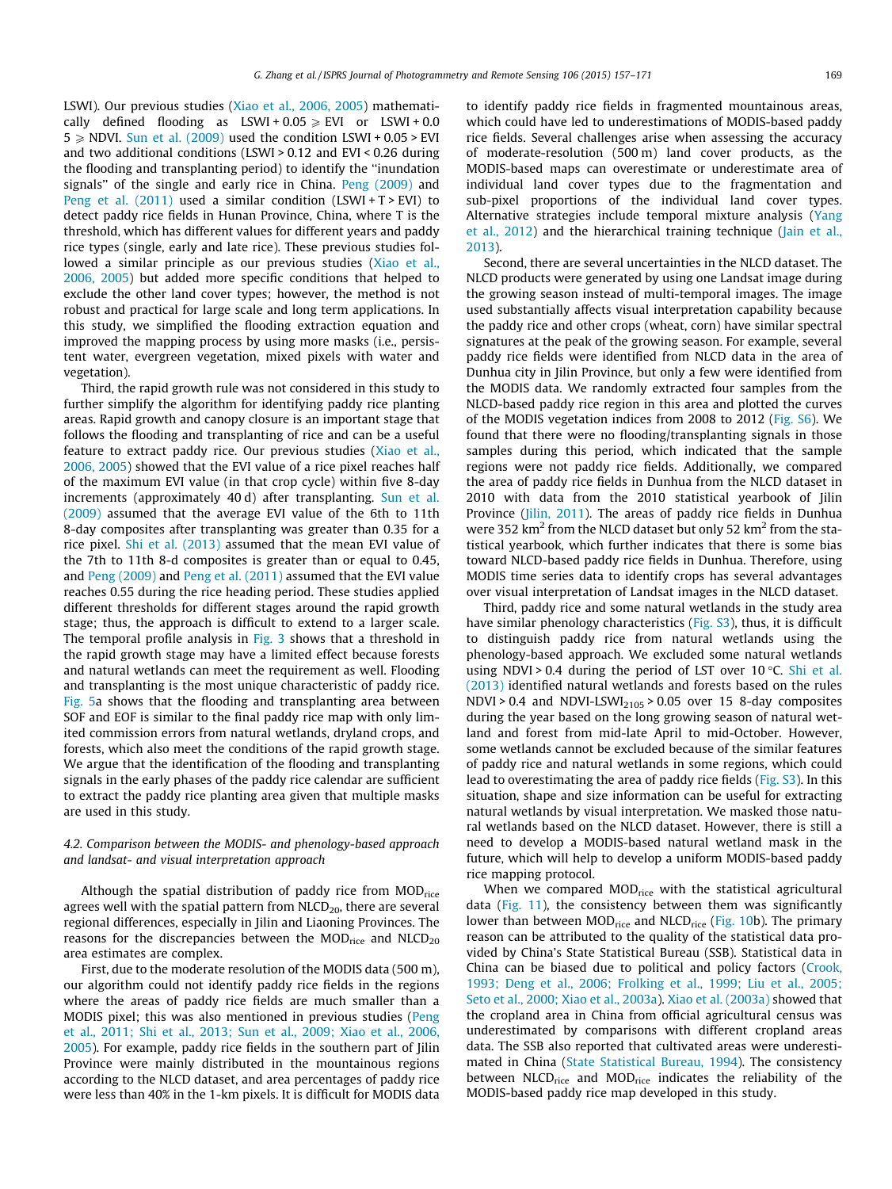LSWI). Our previous studies (Xiao et al., 2006, 2005) mathematically defined flooding as $LSWI + 0.05 \geqslant EVI$ or $LSWI + 0.05 \geqslant NDVI$. Sun et al. (2009) used the condition $LSWI + 0.05 > EVI$ and two additional conditions ($LSWI > 0.12$ and $EVI < 0.26$ during the flooding and transplanting period) to identify the ''inundation signals'' of the single and early rice in China. Peng (2009) and Peng et al. (2011) used a similar condition ($LSWI + T > EVI$) to detect paddy rice fields in Hunan Province, China, where T is the threshold, which has different values for different years and paddy rice types (single, early and late rice). These previous studies followed a similar principle as our previous studies (Xiao et al., 2006, 2005) but added more specific conditions that helped to exclude the other land cover types; however, the method is not robust and practical for large scale and long term applications. In this study, we simplified the flooding extraction equation and improved the mapping process by using more masks (i.e., persistent water, evergreen vegetation, mixed pixels with water and vegetation).

Third, the rapid growth rule was not considered in this study to further simplify the algorithm for identifying paddy rice planting areas. Rapid growth and canopy closure is an important stage that follows the flooding and transplanting of rice and can be a useful feature to extract paddy rice. Our previous studies (Xiao et al., 2006, 2005) showed that the EVI value of a rice pixel reaches half of the maximum EVI value (in that crop cycle) within five 8-day increments (approximately 40 d) after transplanting. Sun et al. (2009) assumed that the average EVI value of the 6th to 11th 8-day composites after transplanting was greater than 0.35 for a rice pixel. Shi et al. (2013) assumed that the mean EVI value of the 7th to 11th 8-d composites is greater than or equal to 0.45, and Peng (2009) and Peng et al. (2011) assumed that the EVI value reaches 0.55 during the rice heading period. These studies applied different thresholds for different stages around the rapid growth stage; thus, the approach is difficult to extend to a larger scale. The temporal profile analysis in Fig. 3 shows that a threshold in the rapid growth stage may have a limited effect because forests and natural wetlands can meet the requirement as well. Flooding and transplanting is the most unique characteristic of paddy rice. Fig. 5a shows that the flooding and transplanting area between SOF and EOF is similar to the final paddy rice map with only limited commission errors from natural wetlands, dryland crops, and forests, which also meet the conditions of the rapid growth stage. We argue that the identification of the flooding and transplanting signals in the early phases of the paddy rice calendar are sufficient to extract the paddy rice planting area given that multiple masks are used in this study.

### 4.2. Comparison between the MODIS- and phenology-based approach and landsat- and visual interpretation approach

Although the spatial distribution of paddy rice from $MOD_{rice}$ agrees well with the spatial pattern from $NLCD_{20}$, there are several regional differences, especially in Jilin and Liaoning Provinces. The reasons for the discrepancies between the $MOD_{rice}$ and $NLCD_{20}$ area estimates are complex.

First, due to the moderate resolution of the MODIS data (500 m), our algorithm could not identify paddy rice fields in the regions where the areas of paddy rice fields are much smaller than a MODIS pixel; this was also mentioned in previous studies (Peng et al., 2011; Shi et al., 2013; Sun et al., 2009; Xiao et al., 2006, 2005). For example, paddy rice fields in the southern part of Jilin Province were mainly distributed in the mountainous regions according to the NLCD dataset, and area percentages of paddy rice were less than 40% in the 1-km pixels. It is difficult for MODIS data to identify paddy rice fields in fragmented mountainous areas, which could have led to underestimations of MODIS-based paddy rice fields. Several challenges arise when assessing the accuracy of moderate-resolution (500 m) land cover products, as the MODIS-based maps can overestimate or underestimate area of individual land cover types due to the fragmentation and sub-pixel proportions of the individual land cover types. Alternative strategies include temporal mixture analysis (Yang et al., 2012) and the hierarchical training technique (Jain et al., 2013).

Second, there are several uncertainties in the NLCD dataset. The NLCD products were generated by using one Landsat image during the growing season instead of multi-temporal images. The image used substantially affects visual interpretation capability because the paddy rice and other crops (wheat, corn) have similar spectral signatures at the peak of the growing season. For example, several paddy rice fields were identified from NLCD data in the area of Dunhua city in Jilin Province, but only a few were identified from the MODIS data. We randomly extracted four samples from the NLCD-based paddy rice region in this area and plotted the curves of the MODIS vegetation indices from 2008 to 2012 (Fig. S6). We found that there were no flooding/transplanting signals in those samples during this period, which indicated that the sample regions were not paddy rice fields. Additionally, we compared the area of paddy rice fields in Dunhua from the NLCD dataset in 2010 with data from the 2010 statistical yearbook of Jilin Province (Jilin, 2011). The areas of paddy rice fields in Dunhua were 352 $km^2$ from the NLCD dataset but only 52 $km^2$ from the statistical yearbook, which further indicates that there is some bias toward NLCD-based paddy rice fields in Dunhua. Therefore, using MODIS time series data to identify crops has several advantages over visual interpretation of Landsat images in the NLCD dataset.

Third, paddy rice and some natural wetlands in the study area have similar phenology characteristics (Fig. S3), thus, it is difficult to distinguish paddy rice from natural wetlands using the phenology-based approach. We excluded some natural wetlands using $NDVI > 0.4$ during the period of LST over 10 °C. Shi et al. (2013) identified natural wetlands and forests based on the rules $NDVI > 0.4$ and $NDVI\text{-}LSWI_{2105} > 0.05$ over 15 8-day composites during the year based on the long growing season of natural wetland and forest from mid-late April to mid-October. However, some wetlands cannot be excluded because of the similar features of paddy rice and natural wetlands in some regions, which could lead to overestimating the area of paddy rice fields (Fig. S3). In this situation, shape and size information can be useful for extracting natural wetlands by visual interpretation. We masked those natural wetlands based on the NLCD dataset. However, there is still a need to develop a MODIS-based natural wetland mask in the future, which will help to develop a uniform MODIS-based paddy rice mapping protocol.

When we compared $MOD_{rice}$ with the statistical agricultural data (Fig. 11), the consistency between them was significantly lower than between $MOD_{rice}$ and $NLCD_{rice}$ (Fig. 10b). The primary reason can be attributed to the quality of the statistical data provided by China's State Statistical Bureau (SSB). Statistical data in China can be biased due to political and policy factors (Crook, 1993; Deng et al., 2006; Frolking et al., 1999; Liu et al., 2005; Seto et al., 2000; Xiao et al., 2003a). Xiao et al. (2003a) showed that the cropland area in China from official agricultural census was underestimated by comparisons with different cropland areas data. The SSB also reported that cultivated areas were underestimated in China (State Statistical Bureau, 1994). The consistency between $NLCD_{rice}$ and $MOD_{rice}$ indicates the reliability of the MODIS-based paddy rice map developed in this study.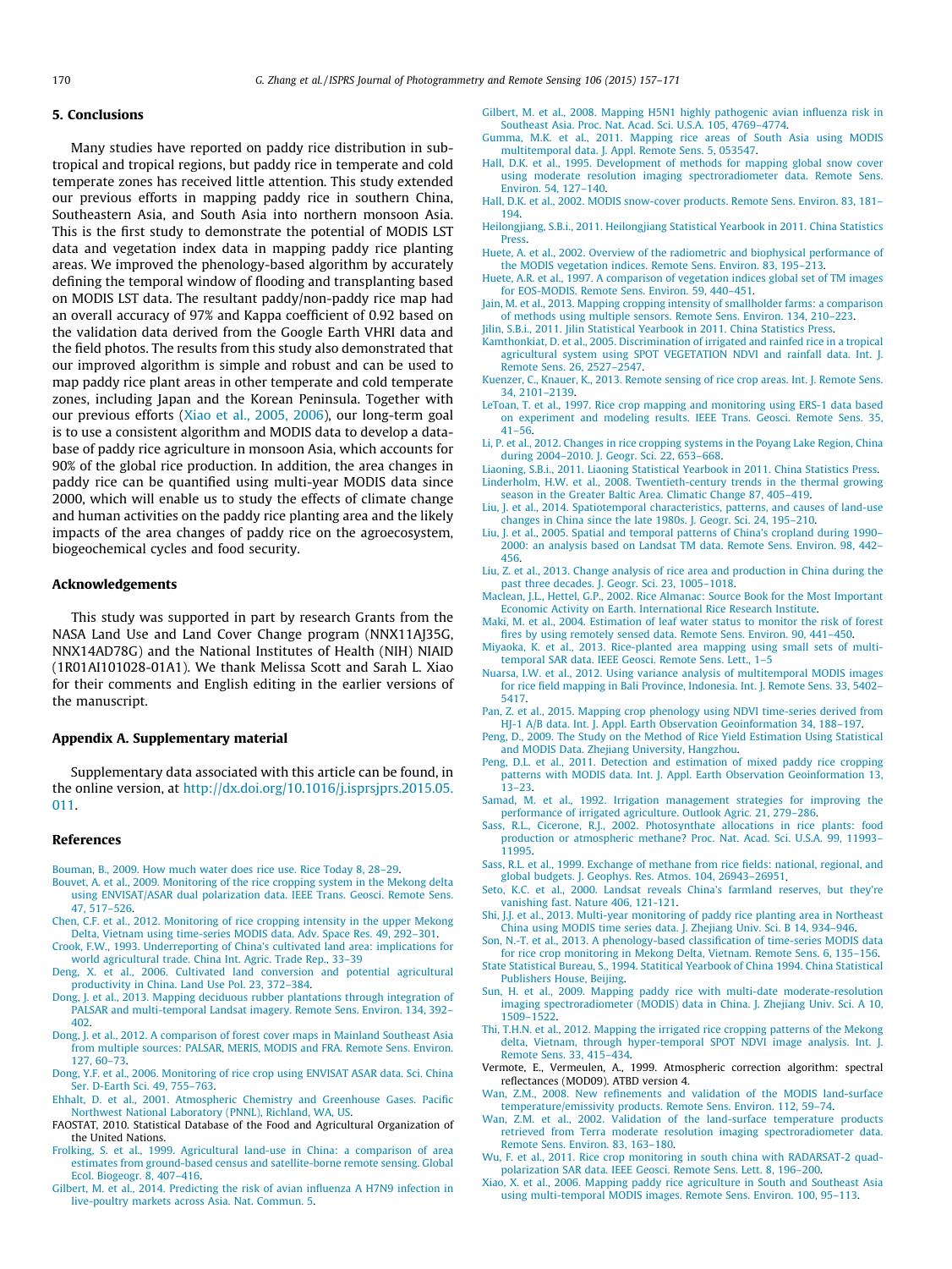## 5. Conclusions

Many studies have reported on paddy rice distribution in subtropical and tropical regions, but paddy rice in temperate and cold temperate zones has received little attention. This study extended our previous efforts in mapping paddy rice in southern China, Southeastern Asia, and South Asia into northern monsoon Asia. This is the first study to demonstrate the potential of MODIS LST data and vegetation index data in mapping paddy rice planting areas. We improved the phenology-based algorithm by accurately defining the temporal window of flooding and transplanting based on MODIS LST data. The resultant paddy/non-paddy rice map had an overall accuracy of 97% and Kappa coefficient of 0.92 based on the validation data derived from the Google Earth VHRI data and the field photos. The results from this study also demonstrated that our improved algorithm is simple and robust and can be used to map paddy rice plant areas in other temperate and cold temperate zones, including Japan and the Korean Peninsula. Together with our previous efforts (Xiao et al., 2005, 2006), our long-term goal is to use a consistent algorithm and MODIS data to develop a database of paddy rice agriculture in monsoon Asia, which accounts for 90% of the global rice production. In addition, the area changes in paddy rice can be quantified using multi-year MODIS data since 2000, which will enable us to study the effects of climate change and human activities on the paddy rice planting area and the likely impacts of the area changes of paddy rice on the agroecosystem, biogeochemical cycles and food security.

## Acknowledgements

This study was supported in part by research Grants from the NASA Land Use and Land Cover Change program (NNX11AJ35G, NNX14AD78G) and the National Institutes of Health (NIH) NIAID (1R01AI101028-01A1). We thank Melissa Scott and Sarah L. Xiao for their comments and English editing in the earlier versions of the manuscript.

## Appendix A. Supplementary material

Supplementary data associated with this article can be found, in the online version, at http://dx.doi.org/10.1016/j.isprsjprs.2015.05.011.

## References

Bouman, B., 2009. How much water does rice use. Rice Today 8, 28–29.
Bouvet, A. et al., 2009. Monitoring of the rice cropping system in the Mekong delta using ENVISAT/ASAR dual polarization data. IEEE Trans. Geosci. Remote Sens. 47, 517–526.
Chen, C.F. et al., 2012. Monitoring of rice cropping intensity in the upper Mekong Delta, Vietnam using time-series MODIS data. Adv. Space Res. 49, 292–301.
Crook, F.W., 1993. Underreporting of China's cultivated land area: implications for world agricultural trade. China Int. Agric. Trade Rep., 33–39
Deng, X. et al., 2006. Cultivated land conversion and potential agricultural productivity in China. Land Use Pol. 23, 372–384.
Dong, J. et al., 2013. Mapping deciduous rubber plantations through integration of PALSAR and multi-temporal Landsat imagery. Remote Sens. Environ. 134, 392–402.
Dong, J. et al., 2012. A comparison of forest cover maps in Mainland Southeast Asia from multiple sources: PALSAR, MERIS, MODIS and FRA. Remote Sens. Environ. 127, 60–73.
Dong, Y.F. et al., 2006. Monitoring of rice crop using ENVISAT ASAR data. Sci. China Ser. D-Earth Sci. 49, 755–763.
Ehhalt, D. et al., 2001. Atmospheric Chemistry and Greenhouse Gases. Pacific Northwest National Laboratory (PNNL), Richland, WA, US.
FAOSTAT, 2010. Statistical Database of the Food and Agricultural Organization of the United Nations.
Frolking, S. et al., 1999. Agricultural land-use in China: a comparison of area estimates from ground-based census and satellite-borne remote sensing. Global Ecol. Biogeogr. 8, 407–416.
Gilbert, M. et al., 2014. Predicting the risk of avian influenza A H7N9 infection in live-poultry markets across Asia. Nat. Commun. 5.
Gilbert, M. et al., 2008. Mapping H5N1 highly pathogenic avian influenza risk in Southeast Asia. Proc. Nat. Acad. Sci. U.S.A. 105, 4769–4774.
Gumma, M.K. et al., 2011. Mapping rice areas of South Asia using MODIS multitemporal data. J. Appl. Remote Sens. 5, 053547.
Hall, D.K. et al., 1995. Development of methods for mapping global snow cover using moderate resolution imaging spectroradiometer data. Remote Sens. Environ. 54, 127–140.
Hall, D.K. et al., 2002. MODIS snow-cover products. Remote Sens. Environ. 83, 181–194.
Heilongjiang, S.B.i., 2011. Heilongjiang Statistical Yearbook in 2011. China Statistics Press.
Huete, A. et al., 2002. Overview of the radiometric and biophysical performance of the MODIS vegetation indices. Remote Sens. Environ. 83, 195–213.
Huete, A.R. et al., 1997. A comparison of vegetation indices global set of TM images for EOS-MODIS. Remote Sens. Environ. 59, 440–451.
Jain, M. et al., 2013. Mapping cropping intensity of smallholder farms: a comparison of methods using multiple sensors. Remote Sens. Environ. 134, 210–223.
Jilin, S.B.i., 2011. Jilin Statistical Yearbook in 2011. China Statistics Press.
Kamthonkiat, D. et al., 2005. Discrimination of irrigated and rainfed rice in a tropical agricultural system using SPOT VEGETATION NDVI and rainfall data. Int. J. Remote Sens. 26, 2527–2547.
Kuenzer, C., Knauer, K., 2013. Remote sensing of rice crop areas. Int. J. Remote Sens. 34, 2101–2139.
LeToan, T. et al., 1997. Rice crop mapping and monitoring using ERS-1 data based on experiment and modeling results. IEEE Trans. Geosci. Remote Sens. 35, 41–56.
Li, P. et al., 2012. Changes in rice cropping systems in the Poyang Lake Region, China during 2004–2010. J. Geogr. Sci. 22, 653–668.
Liaoning, S.B.i., 2011. Liaoning Statistical Yearbook in 2011. China Statistics Press.
Linderholm, H.W. et al., 2008. Twentieth-century trends in the thermal growing season in the Greater Baltic Area. Climatic Change 87, 405–419.
Liu, J. et al., 2014. Spatiotemporal characteristics, patterns, and causes of land-use changes in China since the late 1980s. J. Geogr. Sci. 24, 195–210.
Liu, J. et al., 2005. Spatial and temporal patterns of China's cropland during 1990–2000: an analysis based on Landsat TM data. Remote Sens. Environ. 98, 442–456.
Liu, Z. et al., 2013. Change analysis of rice area and production in China during the past three decades. J. Geogr. Sci. 23, 1005–1018.
Maclean, J.L., Hettel, G.P., 2002. Rice Almanac: Source Book for the Most Important Economic Activity on Earth. International Rice Research Institute.
Maki, M. et al., 2004. Estimation of leaf water status to monitor the risk of forest fires by using remotely sensed data. Remote Sens. Environ. 90, 441–450.
Miyaoka, K. et al., 2013. Rice-planted area mapping using small sets of multi-temporal SAR data. IEEE Geosci. Remote Sens. Lett., 1–5
Nuarsa, I.W. et al., 2012. Using variance analysis of multitemporal MODIS images for rice field mapping in Bali Province, Indonesia. Int. J. Remote Sens. 33, 5402–5417.
Pan, Z. et al., 2015. Mapping crop phenology using NDVI time-series derived from HJ-1 A/B data. Int. J. Appl. Earth Observation Geoinformation 34, 188–197.
Peng, D., 2009. The Study on the Method of Rice Yield Estimation Using Statistical and MODIS Data. Zhejiang University, Hangzhou.
Peng, D.L. et al., 2011. Detection and estimation of mixed paddy rice cropping patterns with MODIS data. Int. J. Appl. Earth Observation Geoinformation 13, 13–23.
Samad, M. et al., 1992. Irrigation management strategies for improving the performance of irrigated agriculture. Outlook Agric. 21, 279–286.
Sass, R.L., Cicerone, R.J., 2002. Photosynthate allocations in rice plants: food production or atmospheric methane? Proc. Nat. Acad. Sci. U.S.A. 99, 11993–11995.
Sass, R.L. et al., 1999. Exchange of methane from rice fields: national, regional, and global budgets. J. Geophys. Res. Atmos. 104, 26943–26951.
Seto, K.C. et al., 2000. Landsat reveals China's farmland reserves, but they're vanishing fast. Nature 406, 121-121.
Shi, J.J. et al., 2013. Multi-year monitoring of paddy rice planting area in Northeast China using MODIS time series data. J. Zhejiang Univ. Sci. B 14, 934–946.
Son, N.-T. et al., 2013. A phenology-based classification of time-series MODIS data for rice crop monitoring in Mekong Delta, Vietnam. Remote Sens. 6, 135–156.
State Statistical Bureau, S., 1994. Statistical Yearbook of China 1994. China Statistical Publishers House, Beijing.
Sun, H. et al., 2009. Mapping paddy rice with multi-date moderate-resolution imaging spectroradiometer (MODIS) data in China. J. Zhejiang Univ. Sci. A 10, 1509–1522.
Thi, T.H.N. et al., 2012. Mapping the irrigated rice cropping patterns of the Mekong delta, Vietnam, through hyper-temporal SPOT NDVI image analysis. Int. J. Remote Sens. 33, 415–434.
Vermote, E., Vermeulen, A., 1999. Atmospheric correction algorithm: spectral reflectances (MOD09). ATBD version 4.
Wan, Z.M., 2008. New refinements and validation of the MODIS land-surface temperature/emissivity products. Remote Sens. Environ. 112, 59–74.
Wan, Z.M. et al., 2002. Validation of the land-surface temperature products retrieved from Terra moderate resolution imaging spectroradiometer data. Remote Sens. Environ. 83, 163–180.
Wu, F. et al., 2011. Rice crop monitoring in south china with RADARSAT-2 quad-polarization SAR data. IEEE Geosci. Remote Sens. Lett. 8, 196–200.
Xiao, X. et al., 2006. Mapping paddy rice agriculture in South and Southeast Asia using multi-temporal MODIS images. Remote Sens. Environ. 100, 95–113.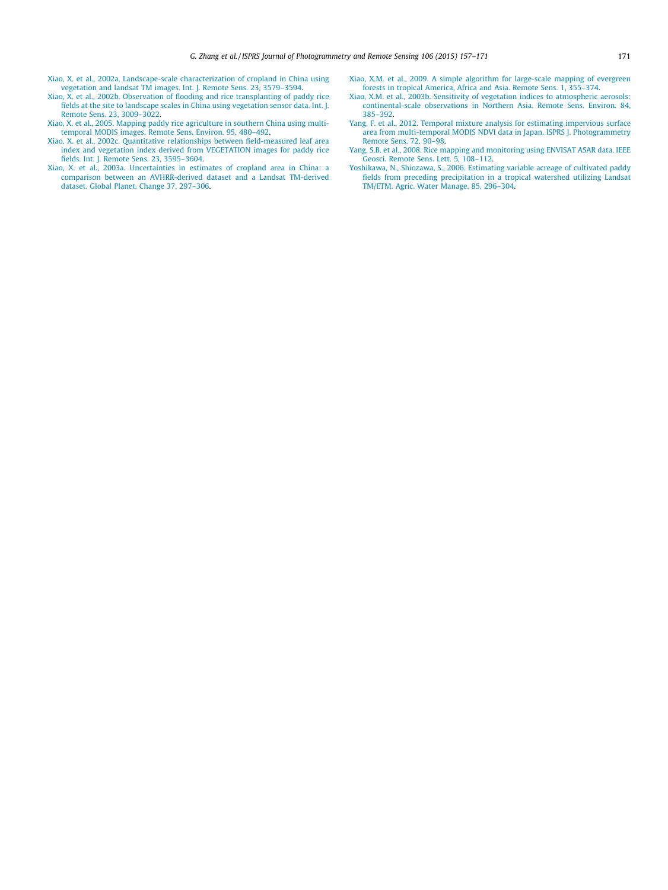Xiao, X. et al., 2002a. Landscape-scale characterization of cropland in China using vegetation and landsat TM images. Int. J. Remote Sens. 23, 3579–3594.

Xiao, X. et al., 2002b. Observation of flooding and rice transplanting of paddy rice fields at the site to landscape scales in China using vegetation sensor data. Int. J. Remote Sens. 23, 3009–3022.

Xiao, X. et al., 2005. Mapping paddy rice agriculture in southern China using multi-temporal MODIS images. Remote Sens. Environ. 95, 480–492.

Xiao, X. et al., 2002c. Quantitative relationships between field-measured leaf area index and vegetation index derived from VEGETATION images for paddy rice fields. Int. J. Remote Sens. 23, 3595–3604.

Xiao, X. et al., 2003a. Uncertainties in estimates of cropland area in China: a comparison between an AVHRR-derived dataset and a Landsat TM-derived dataset. Global Planet. Change 37, 297–306.

Xiao, X.M. et al., 2009. A simple algorithm for large-scale mapping of evergreen forests in tropical America, Africa and Asia. Remote Sens. 1, 355–374.

Xiao, X.M. et al., 2003b. Sensitivity of vegetation indices to atmospheric aerosols: continental-scale observations in Northern Asia. Remote Sens. Environ. 84, 385–392.

Yang, F. et al., 2012. Temporal mixture analysis for estimating impervious surface area from multi-temporal MODIS NDVI data in Japan. ISPRS J. Photogrammetry Remote Sens. 72, 90–98.

Yang, S.B. et al., 2008. Rice mapping and monitoring using ENVISAT ASAR data. IEEE Geosci. Remote Sens. Lett. 5, 108–112.

Yoshikawa, N., Shiozawa, S., 2006. Estimating variable acreage of cultivated paddy fields from preceding precipitation in a tropical watershed utilizing Landsat TM/ETM. Agric. Water Manage. 85, 296–304.